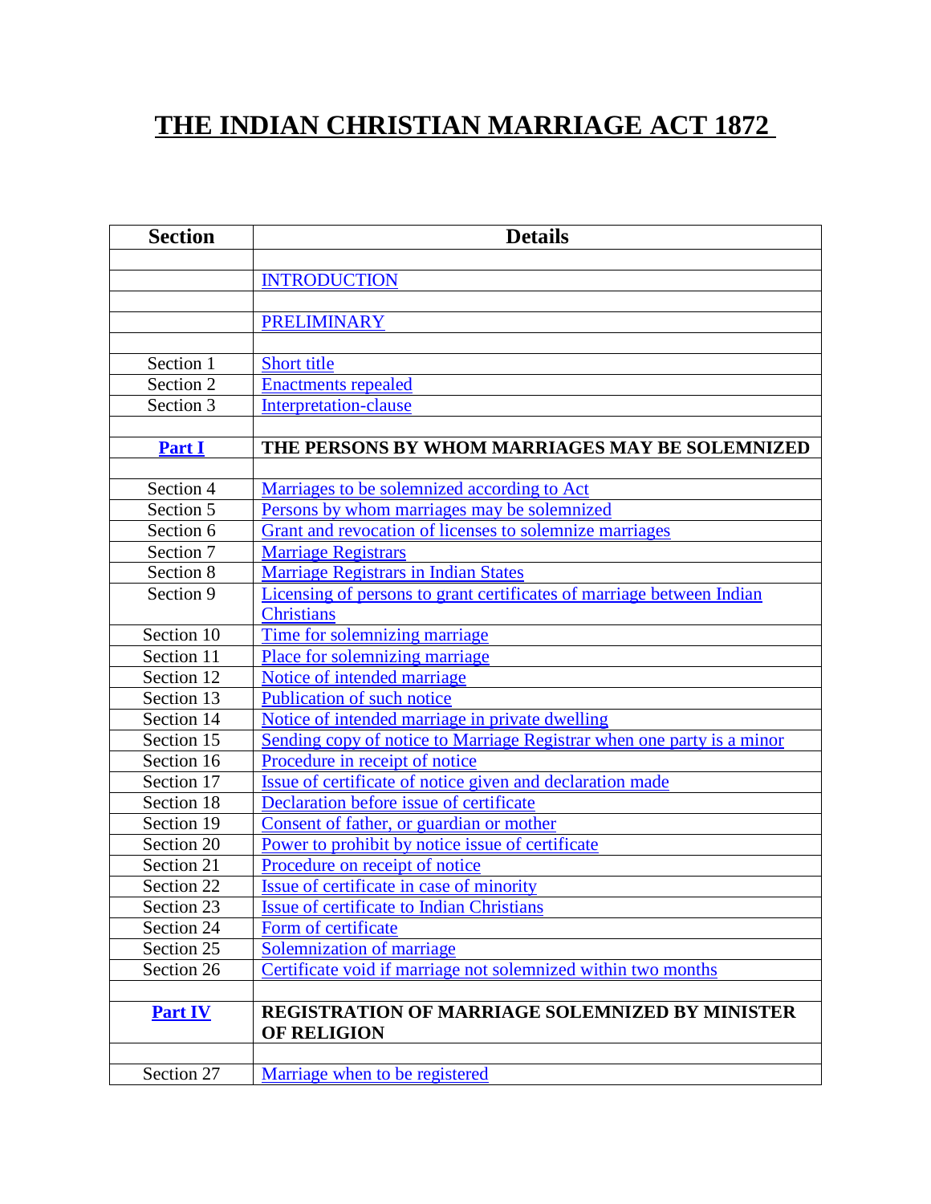# THE INDIAN CHRISTIAN MARRIAGE ACT 1872

| Section | Details |
|---|---|
| | |
| | INTRODUCTION |
| | |
| | PRELIMINARY |
| | |
| Section 1 | Short title |
| Section 2 | Enactments repealed |
| Section 3 | Interpretation-clause |
| | |
| **Part I** | **THE PERSONS BY WHOM MARRIAGES MAY BE SOLEMNIZED** |
| | |
| Section 4 | Marriages to be solemnized according to Act |
| Section 5 | Persons by whom marriages may be solemnized |
| Section 6 | Grant and revocation of licenses to solemnize marriages |
| Section 7 | Marriage Registrars |
| Section 8 | Marriage Registrars in Indian States |
| Section 9 | Licensing of persons to grant certificates of marriage between Indian Christians |
| Section 10 | Time for solemnizing marriage |
| Section 11 | Place for solemnizing marriage |
| Section 12 | Notice of intended marriage |
| Section 13 | Publication of such notice |
| Section 14 | Notice of intended marriage in private dwelling |
| Section 15 | Sending copy of notice to Marriage Registrar when one party is a minor |
| Section 16 | Procedure in receipt of notice |
| Section 17 | Issue of certificate of notice given and declaration made |
| Section 18 | Declaration before issue of certificate |
| Section 19 | Consent of father, or guardian or mother |
| Section 20 | Power to prohibit by notice issue of certificate |
| Section 21 | Procedure on receipt of notice |
| Section 22 | Issue of certificate in case of minority |
| Section 23 | Issue of certificate to Indian Christians |
| Section 24 | Form of certificate |
| Section 25 | Solemnization of marriage |
| Section 26 | Certificate void if marriage not solemnized within two months |
| | |
| **Part IV** | **REGISTRATION OF MARRIAGE SOLEMNIZED BY MINISTER OF RELIGION** |
| | |
| Section 27 | Marriage when to be registered |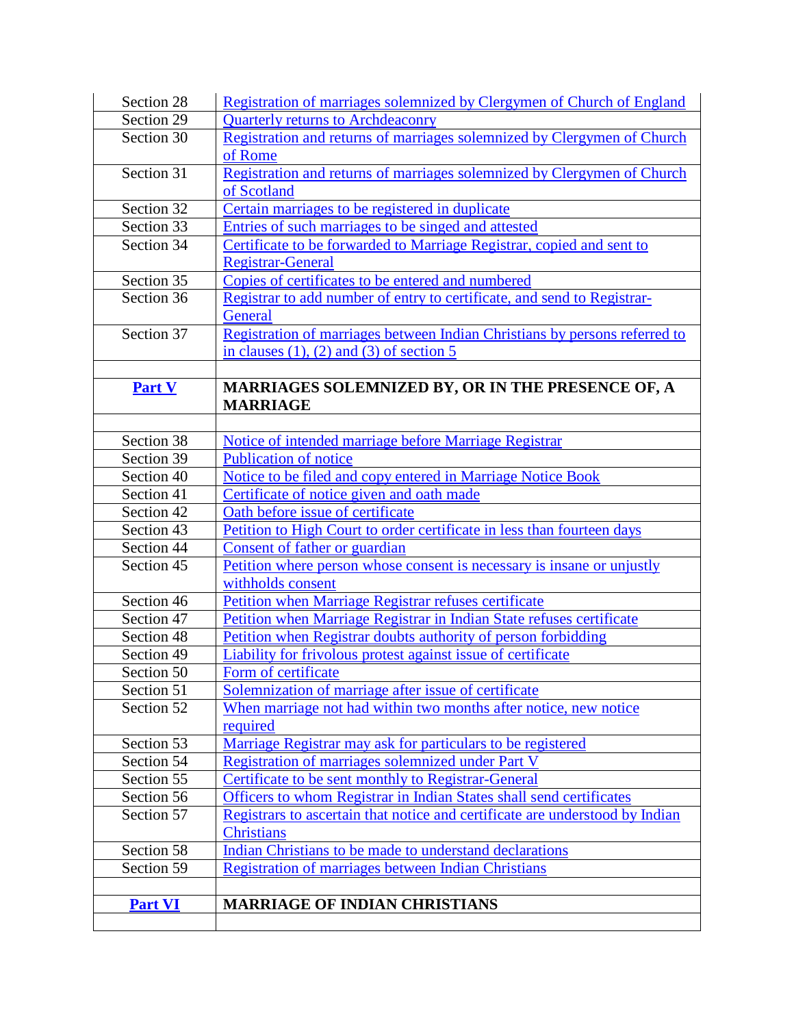| | |
|---|---|
| Section 28 | Registration of marriages solemnized by Clergymen of Church of England |
| Section 29 | Quarterly returns to Archdeaconry |
| Section 30 | Registration and returns of marriages solemnized by Clergymen of Church of Rome |
| Section 31 | Registration and returns of marriages solemnized by Clergymen of Church of Scotland |
| Section 32 | Certain marriages to be registered in duplicate |
| Section 33 | Entries of such marriages to be singed and attested |
| Section 34 | Certificate to be forwarded to Marriage Registrar, copied and sent to Registrar-General |
| Section 35 | Copies of certificates to be entered and numbered |
| Section 36 | Registrar to add number of entry to certificate, and send to Registrar-General |
| Section 37 | Registration of marriages between Indian Christians by persons referred to in clauses (1), (2) and (3) of section 5 |
| | |
| **Part V** | **MARRIAGES SOLEMNIZED BY, OR IN THE PRESENCE OF, A MARRIAGE** |
| | |
| Section 38 | Notice of intended marriage before Marriage Registrar |
| Section 39 | Publication of notice |
| Section 40 | Notice to be filed and copy entered in Marriage Notice Book |
| Section 41 | Certificate of notice given and oath made |
| Section 42 | Oath before issue of certificate |
| Section 43 | Petition to High Court to order certificate in less than fourteen days |
| Section 44 | Consent of father or guardian |
| Section 45 | Petition where person whose consent is necessary is insane or unjustly withholds consent |
| Section 46 | Petition when Marriage Registrar refuses certificate |
| Section 47 | Petition when Marriage Registrar in Indian State refuses certificate |
| Section 48 | Petition when Registrar doubts authority of person forbidding |
| Section 49 | Liability for frivolous protest against issue of certificate |
| Section 50 | Form of certificate |
| Section 51 | Solemnization of marriage after issue of certificate |
| Section 52 | When marriage not had within two months after notice, new notice required |
| Section 53 | Marriage Registrar may ask for particulars to be registered |
| Section 54 | Registration of marriages solemnized under Part V |
| Section 55 | Certificate to be sent monthly to Registrar-General |
| Section 56 | Officers to whom Registrar in Indian States shall send certificates |
| Section 57 | Registrars to ascertain that notice and certificate are understood by Indian Christians |
| Section 58 | Indian Christians to be made to understand declarations |
| Section 59 | Registration of marriages between Indian Christians |
| | |
| **Part VI** | **MARRIAGE OF INDIAN CHRISTIANS** |
| | |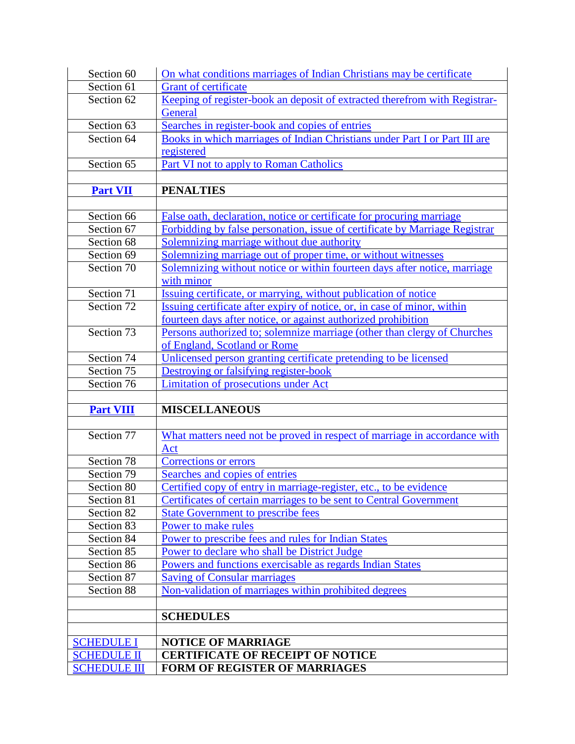| | |
|---|---|
| Section 60 | On what conditions marriages of Indian Christians may be certificate |
| Section 61 | Grant of certificate |
| Section 62 | Keeping of register-book an deposit of extracted therefrom with Registrar-General |
| Section 63 | Searches in register-book and copies of entries |
| Section 64 | Books in which marriages of Indian Christians under Part I or Part III are registered |
| Section 65 | Part VI not to apply to Roman Catholics |
| | |
| **Part VII** | **PENALTIES** |
| | |
| Section 66 | False oath, declaration, notice or certificate for procuring marriage |
| Section 67 | Forbidding by false personation, issue of certificate by Marriage Registrar |
| Section 68 | Solemnizing marriage without due authority |
| Section 69 | Solemnizing marriage out of proper time, or without witnesses |
| Section 70 | Solemnizing without notice or within fourteen days after notice, marriage with minor |
| Section 71 | Issuing certificate, or marrying, without publication of notice |
| Section 72 | Issuing certificate after expiry of notice, or, in case of minor, within fourteen days after notice, or against authorized prohibition |
| Section 73 | Persons authorized to; solemnize marriage (other than clergy of Churches of England, Scotland or Rome |
| Section 74 | Unlicensed person granting certificate pretending to be licensed |
| Section 75 | Destroying or falsifying register-book |
| Section 76 | Limitation of prosecutions under Act |
| | |
| **Part VIII** | **MISCELLANEOUS** |
| | |
| Section 77 | What matters need not be proved in respect of marriage in accordance with Act |
| Section 78 | Corrections or errors |
| Section 79 | Searches and copies of entries |
| Section 80 | Certified copy of entry in marriage-register, etc., to be evidence |
| Section 81 | Certificates of certain marriages to be sent to Central Government |
| Section 82 | State Government to prescribe fees |
| Section 83 | Power to make rules |
| Section 84 | Power to prescribe fees and rules for Indian States |
| Section 85 | Power to declare who shall be District Judge |
| Section 86 | Powers and functions exercisable as regards Indian States |
| Section 87 | Saving of Consular marriages |
| Section 88 | Non-validation of marriages within prohibited degrees |
| | |
| | **SCHEDULES** |
| | |
| SCHEDULE I | **NOTICE OF MARRIAGE** |
| SCHEDULE II | **CERTIFICATE OF RECEIPT OF NOTICE** |
| SCHEDULE III | **FORM OF REGISTER OF MARRIAGES** |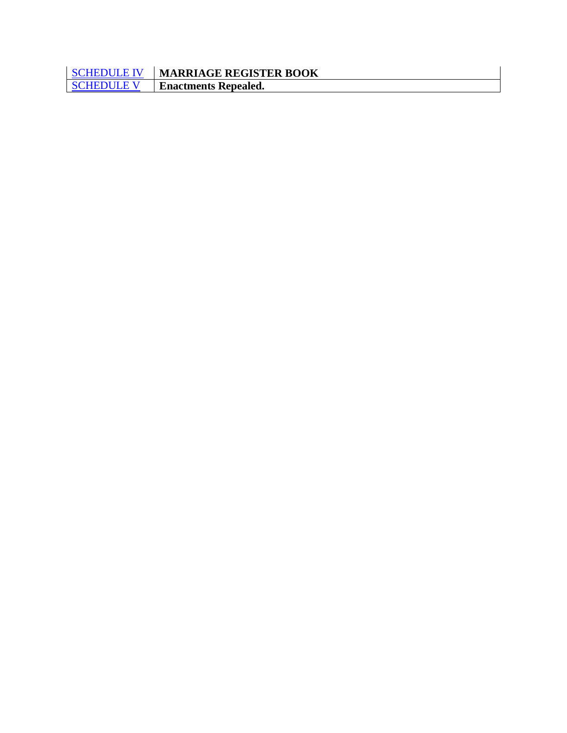| | |
|---|---|
| SCHEDULE IV | **MARRIAGE REGISTER BOOK** |
| SCHEDULE V | **Enactments Repealed.** |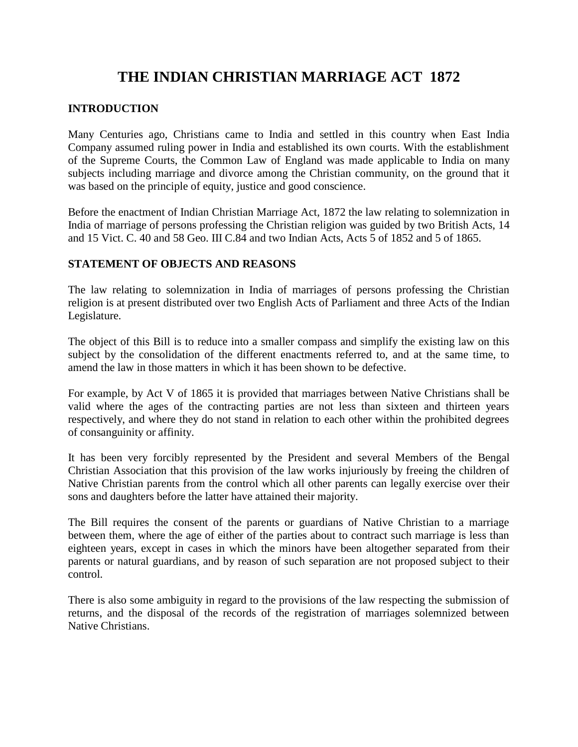# THE INDIAN CHRISTIAN MARRIAGE ACT 1872

## INTRODUCTION

Many Centuries ago, Christians came to India and settled in this country when East India Company assumed ruling power in India and established its own courts. With the establishment of the Supreme Courts, the Common Law of England was made applicable to India on many subjects including marriage and divorce among the Christian community, on the ground that it was based on the principle of equity, justice and good conscience.

Before the enactment of Indian Christian Marriage Act, 1872 the law relating to solemnization in India of marriage of persons professing the Christian religion was guided by two British Acts, 14 and 15 Vict. C. 40 and 58 Geo. III C.84 and two Indian Acts, Acts 5 of 1852 and 5 of 1865.

## STATEMENT OF OBJECTS AND REASONS

The law relating to solemnization in India of marriages of persons professing the Christian religion is at present distributed over two English Acts of Parliament and three Acts of the Indian Legislature.

The object of this Bill is to reduce into a smaller compass and simplify the existing law on this subject by the consolidation of the different enactments referred to, and at the same time, to amend the law in those matters in which it has been shown to be defective.

For example, by Act V of 1865 it is provided that marriages between Native Christians shall be valid where the ages of the contracting parties are not less than sixteen and thirteen years respectively, and where they do not stand in relation to each other within the prohibited degrees of consanguinity or affinity.

It has been very forcibly represented by the President and several Members of the Bengal Christian Association that this provision of the law works injuriously by freeing the children of Native Christian parents from the control which all other parents can legally exercise over their sons and daughters before the latter have attained their majority.

The Bill requires the consent of the parents or guardians of Native Christian to a marriage between them, where the age of either of the parties about to contract such marriage is less than eighteen years, except in cases in which the minors have been altogether separated from their parents or natural guardians, and by reason of such separation are not proposed subject to their control.

There is also some ambiguity in regard to the provisions of the law respecting the submission of returns, and the disposal of the records of the registration of marriages solemnized between Native Christians.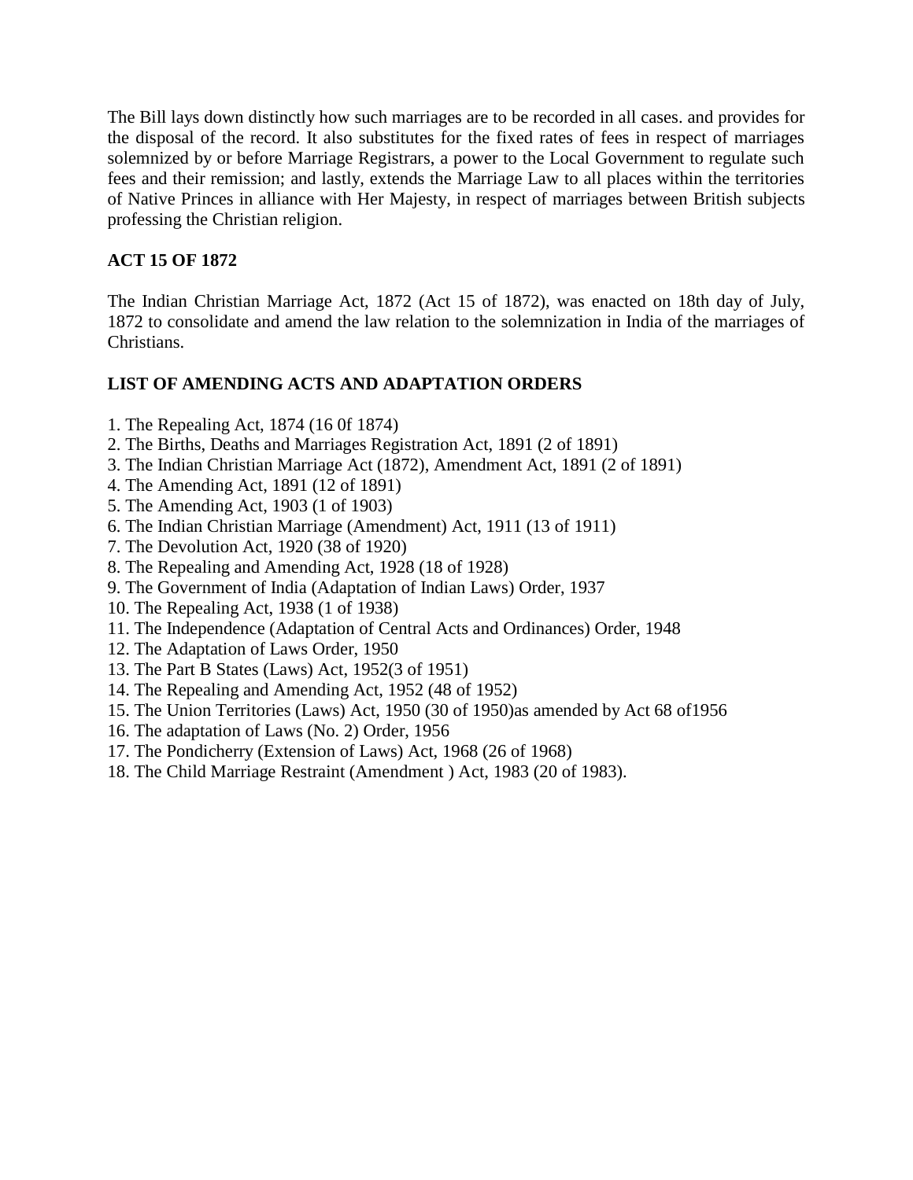The Bill lays down distinctly how such marriages are to be recorded in all cases. and provides for the disposal of the record. It also substitutes for the fixed rates of fees in respect of marriages solemnized by or before Marriage Registrars, a power to the Local Government to regulate such fees and their remission; and lastly, extends the Marriage Law to all places within the territories of Native Princes in alliance with Her Majesty, in respect of marriages between British subjects professing the Christian religion.

**ACT 15 OF 1872**

The Indian Christian Marriage Act, 1872 (Act 15 of 1872), was enacted on 18th day of July, 1872 to consolidate and amend the law relation to the solemnization in India of the marriages of Christians.

**LIST OF AMENDING ACTS AND ADAPTATION ORDERS**

1. The Repealing Act, 1874 (16 0f 1874)
2. The Births, Deaths and Marriages Registration Act, 1891 (2 of 1891)
3. The Indian Christian Marriage Act (1872), Amendment Act, 1891 (2 of 1891)
4. The Amending Act, 1891 (12 of 1891)
5. The Amending Act, 1903 (1 of 1903)
6. The Indian Christian Marriage (Amendment) Act, 1911 (13 of 1911)
7. The Devolution Act, 1920 (38 of 1920)
8. The Repealing and Amending Act, 1928 (18 of 1928)
9. The Government of India (Adaptation of Indian Laws) Order, 1937
10. The Repealing Act, 1938 (1 of 1938)
11. The Independence (Adaptation of Central Acts and Ordinances) Order, 1948
12. The Adaptation of Laws Order, 1950
13. The Part B States (Laws) Act, 1952(3 of 1951)
14. The Repealing and Amending Act, 1952 (48 of 1952)
15. The Union Territories (Laws) Act, 1950 (30 of 1950)as amended by Act 68 of1956
16. The adaptation of Laws (No. 2) Order, 1956
17. The Pondicherry (Extension of Laws) Act, 1968 (26 of 1968)
18. The Child Marriage Restraint (Amendment ) Act, 1983 (20 of 1983).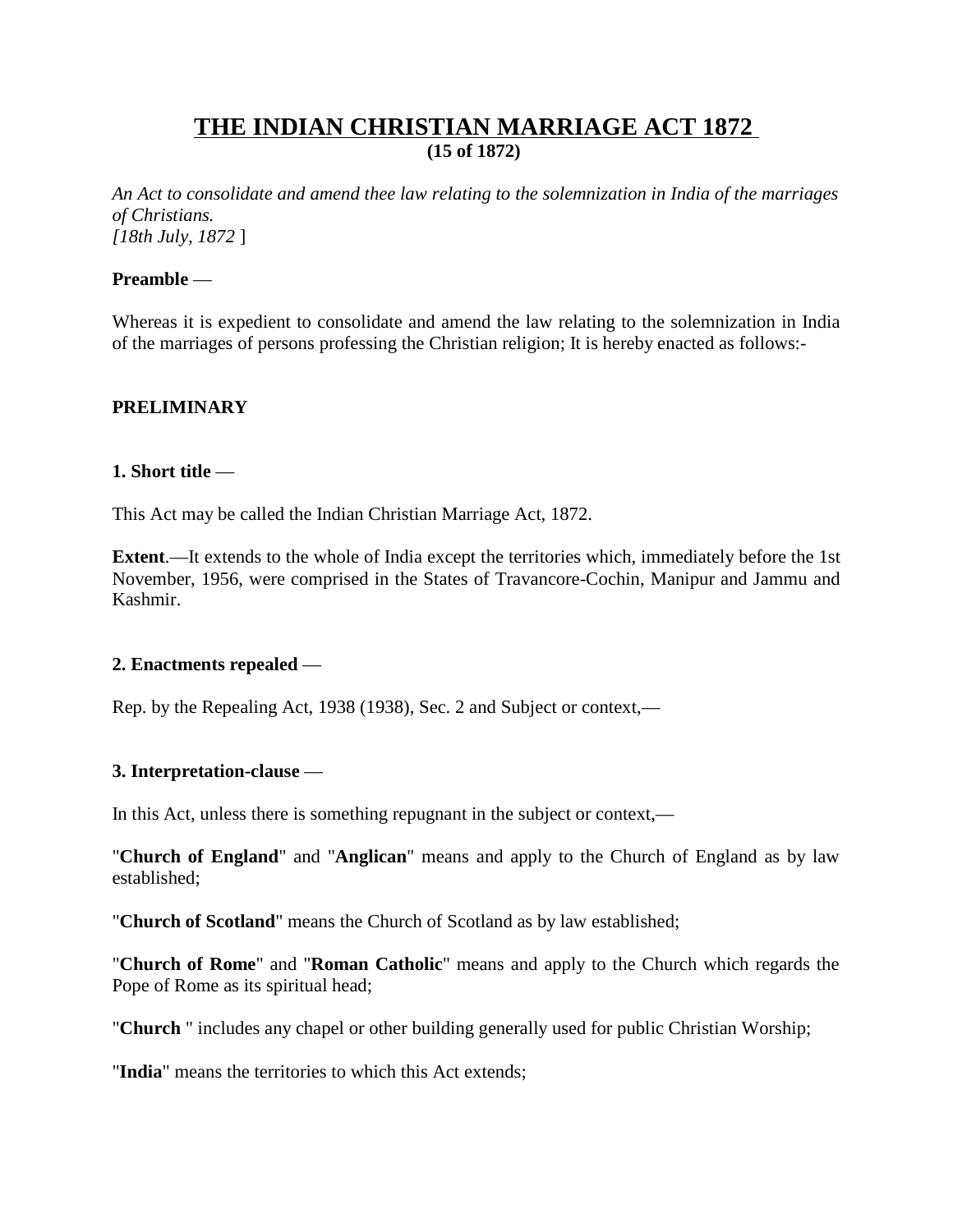# THE INDIAN CHRISTIAN MARRIAGE ACT 1872

**(15 of 1872)**

*An Act to consolidate and amend thee law relating to the solemnization in India of the marriages of Christians.*
*[18th July, 1872* ]

**Preamble** —

Whereas it is expedient to consolidate and amend the law relating to the solemnization in India of the marriages of persons professing the Christian religion; It is hereby enacted as follows:-

**PRELIMINARY**

**1. Short title** —

This Act may be called the Indian Christian Marriage Act, 1872.

**Extent**.—It extends to the whole of India except the territories which, immediately before the 1st November, 1956, were comprised in the States of Travancore-Cochin, Manipur and Jammu and Kashmir.

**2. Enactments repealed** —

Rep. by the Repealing Act, 1938 (1938), Sec. 2 and Subject or context,—

**3. Interpretation-clause** —

In this Act, unless there is something repugnant in the subject or context,—

"**Church of England**" and "**Anglican**" means and apply to the Church of England as by law established;

"**Church of Scotland**" means the Church of Scotland as by law established;

"**Church of Rome**" and "**Roman Catholic**" means and apply to the Church which regards the Pope of Rome as its spiritual head;

"**Church** " includes any chapel or other building generally used for public Christian Worship;

"**India**" means the territories to which this Act extends;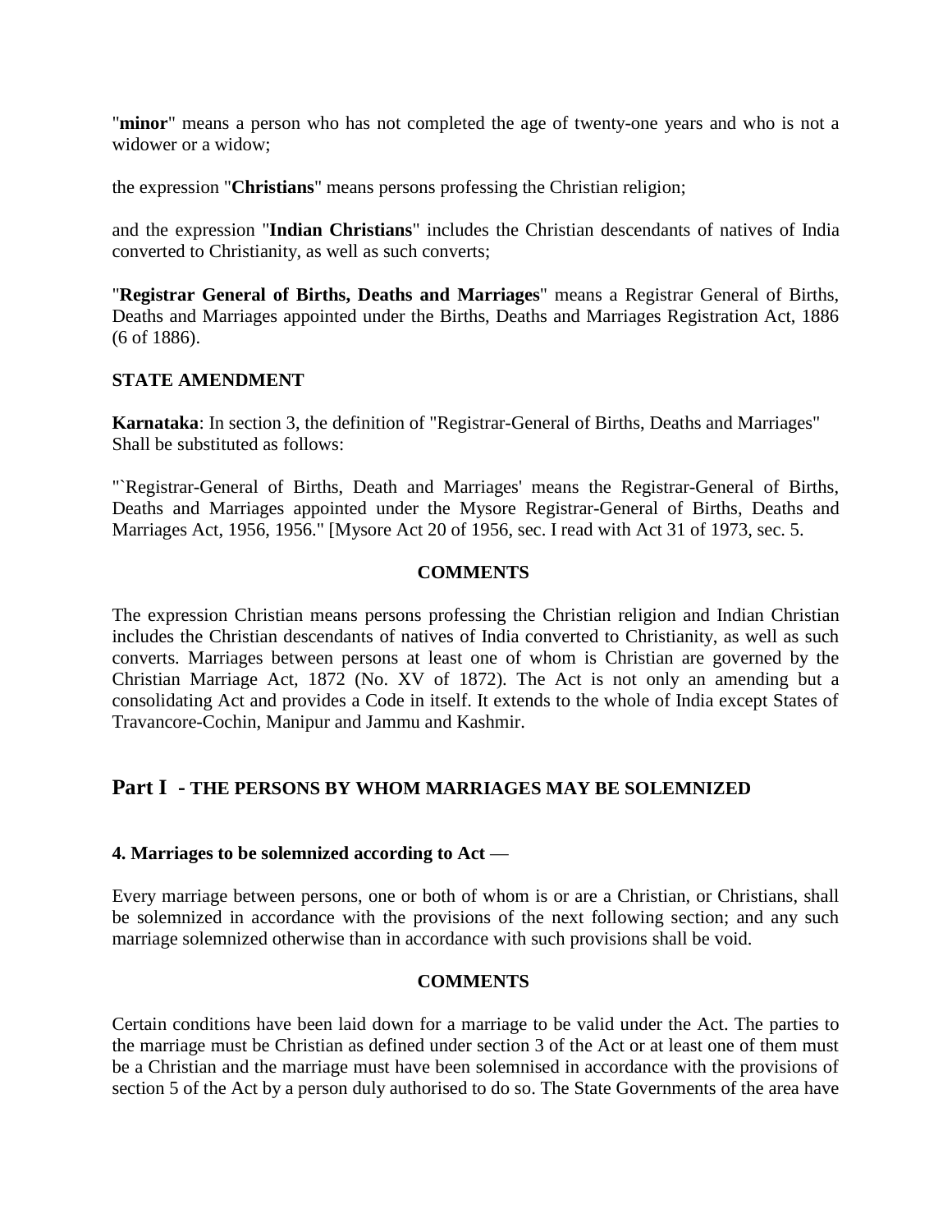"**minor**" means a person who has not completed the age of twenty-one years and who is not a widower or a widow;

the expression "**Christians**" means persons professing the Christian religion;

and the expression "**Indian Christians**" includes the Christian descendants of natives of India converted to Christianity, as well as such converts;

"**Registrar General of Births, Deaths and Marriages**" means a Registrar General of Births, Deaths and Marriages appointed under the Births, Deaths and Marriages Registration Act, 1886 (6 of 1886).

**STATE AMENDMENT**

**Karnataka**: In section 3, the definition of "Registrar-General of Births, Deaths and Marriages" Shall be substituted as follows:

"`Registrar-General of Births, Death and Marriages' means the Registrar-General of Births, Deaths and Marriages appointed under the Mysore Registrar-General of Births, Deaths and Marriages Act, 1956, 1956." [Mysore Act 20 of 1956, sec. I read with Act 31 of 1973, sec. 5.

**COMMENTS**

The expression Christian means persons professing the Christian religion and Indian Christian includes the Christian descendants of natives of India converted to Christianity, as well as such converts. Marriages between persons at least one of whom is Christian are governed by the Christian Marriage Act, 1872 (No. XV of 1872). The Act is not only an amending but a consolidating Act and provides a Code in itself. It extends to the whole of India except States of Travancore-Cochin, Manipur and Jammu and Kashmir.

## Part I - THE PERSONS BY WHOM MARRIAGES MAY BE SOLEMNIZED

**4. Marriages to be solemnized according to Act** —

Every marriage between persons, one or both of whom is or are a Christian, or Christians, shall be solemnized in accordance with the provisions of the next following section; and any such marriage solemnized otherwise than in accordance with such provisions shall be void.

**COMMENTS**

Certain conditions have been laid down for a marriage to be valid under the Act. The parties to the marriage must be Christian as defined under section 3 of the Act or at least one of them must be a Christian and the marriage must have been solemnised in accordance with the provisions of section 5 of the Act by a person duly authorised to do so. The State Governments of the area have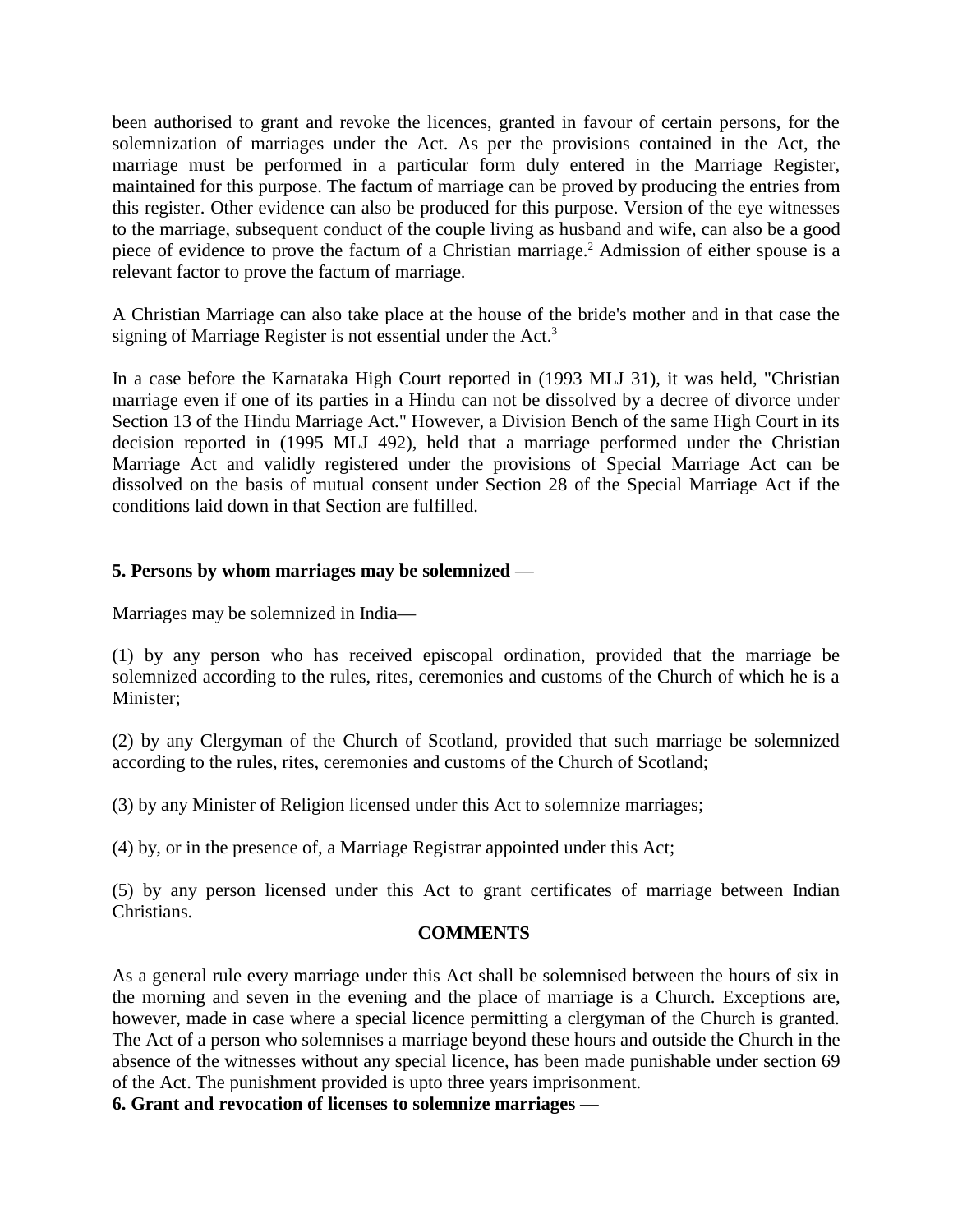been authorised to grant and revoke the licences, granted in favour of certain persons, for the solemnization of marriages under the Act. As per the provisions contained in the Act, the marriage must be performed in a particular form duly entered in the Marriage Register, maintained for this purpose. The factum of marriage can be proved by producing the entries from this register. Other evidence can also be produced for this purpose. Version of the eye witnesses to the marriage, subsequent conduct of the couple living as husband and wife, can also be a good piece of evidence to prove the factum of a Christian marriage.[2] Admission of either spouse is a relevant factor to prove the factum of marriage.

A Christian Marriage can also take place at the house of the bride's mother and in that case the signing of Marriage Register is not essential under the Act.[3]

In a case before the Karnataka High Court reported in (1993 MLJ 31), it was held, "Christian marriage even if one of its parties in a Hindu can not be dissolved by a decree of divorce under Section 13 of the Hindu Marriage Act." However, a Division Bench of the same High Court in its decision reported in (1995 MLJ 492), held that a marriage performed under the Christian Marriage Act and validly registered under the provisions of Special Marriage Act can be dissolved on the basis of mutual consent under Section 28 of the Special Marriage Act if the conditions laid down in that Section are fulfilled.

**5. Persons by whom marriages may be solemnized** —

Marriages may be solemnized in India—

(1) by any person who has received episcopal ordination, provided that the marriage be solemnized according to the rules, rites, ceremonies and customs of the Church of which he is a Minister;

(2) by any Clergyman of the Church of Scotland, provided that such marriage be solemnized according to the rules, rites, ceremonies and customs of the Church of Scotland;

(3) by any Minister of Religion licensed under this Act to solemnize marriages;

(4) by, or in the presence of, a Marriage Registrar appointed under this Act;

(5) by any person licensed under this Act to grant certificates of marriage between Indian Christians.

**COMMENTS**

As a general rule every marriage under this Act shall be solemnised between the hours of six in the morning and seven in the evening and the place of marriage is a Church. Exceptions are, however, made in case where a special licence permitting a clergyman of the Church is granted. The Act of a person who solemnises a marriage beyond these hours and outside the Church in the absence of the witnesses without any special licence, has been made punishable under section 69 of the Act. The punishment provided is upto three years imprisonment.

**6. Grant and revocation of licenses to solemnize marriages** —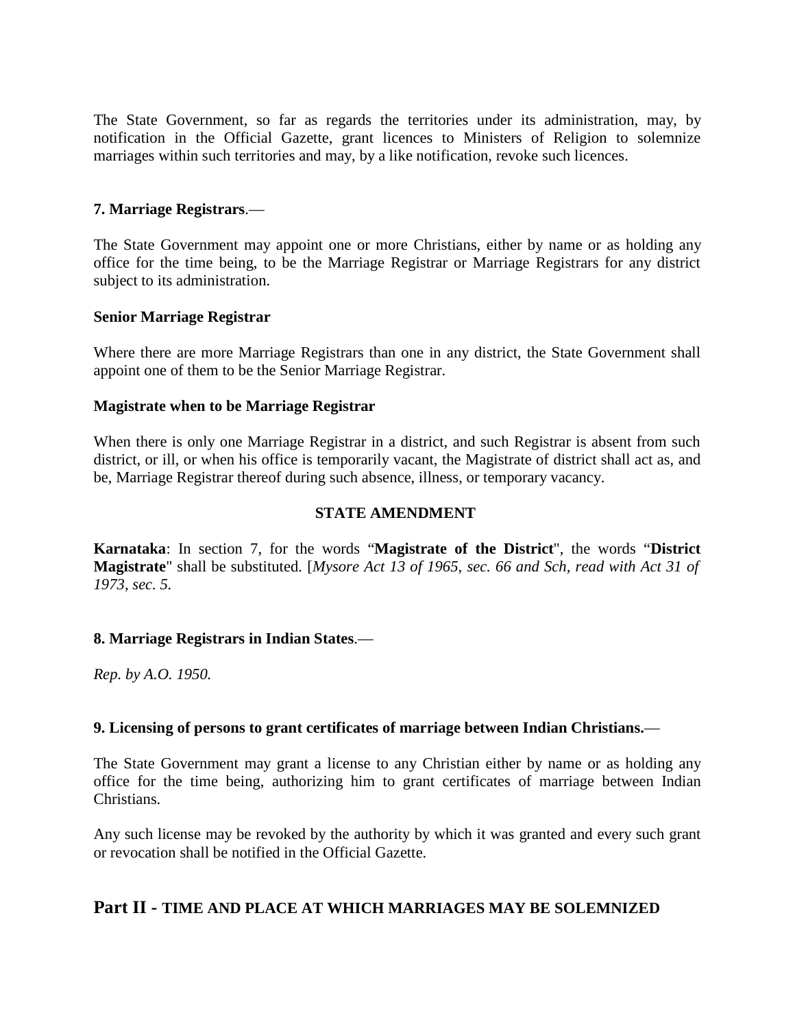The State Government, so far as regards the territories under its administration, may, by notification in the Official Gazette, grant licences to Ministers of Religion to solemnize marriages within such territories and may, by a like notification, revoke such licences.

**7. Marriage Registrars**.—

The State Government may appoint one or more Christians, either by name or as holding any office for the time being, to be the Marriage Registrar or Marriage Registrars for any district subject to its administration.

**Senior Marriage Registrar**

Where there are more Marriage Registrars than one in any district, the State Government shall appoint one of them to be the Senior Marriage Registrar.

**Magistrate when to be Marriage Registrar**

When there is only one Marriage Registrar in a district, and such Registrar is absent from such district, or ill, or when his office is temporarily vacant, the Magistrate of district shall act as, and be, Marriage Registrar thereof during such absence, illness, or temporary vacancy.

**STATE AMENDMENT**

**Karnataka**: In section 7, for the words "**Magistrate of the District**", the words "**District Magistrate**" shall be substituted. [*Mysore Act 13 of 1965, sec. 66 and Sch, read with Act 31 of 1973, sec. 5.*

**8. Marriage Registrars in Indian States**.—

*Rep. by A.O. 1950.*

**9. Licensing of persons to grant certificates of marriage between Indian Christians.**—

The State Government may grant a license to any Christian either by name or as holding any office for the time being, authorizing him to grant certificates of marriage between Indian Christians.

Any such license may be revoked by the authority by which it was granted and every such grant or revocation shall be notified in the Official Gazette.

## Part II - TIME AND PLACE AT WHICH MARRIAGES MAY BE SOLEMNIZED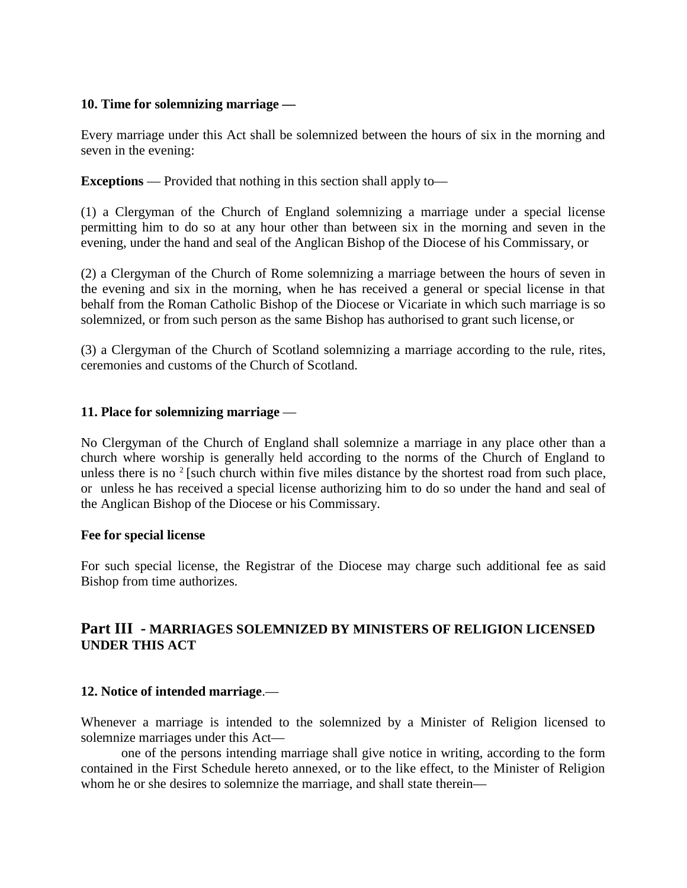**10. Time for solemnizing marriage —**

Every marriage under this Act shall be solemnized between the hours of six in the morning and seven in the evening:

**Exceptions** — Provided that nothing in this section shall apply to—

(1) a Clergyman of the Church of England solemnizing a marriage under a special license permitting him to do so at any hour other than between six in the morning and seven in the evening, under the hand and seal of the Anglican Bishop of the Diocese of his Commissary, or

(2) a Clergyman of the Church of Rome solemnizing a marriage between the hours of seven in the evening and six in the morning, when he has received a general or special license in that behalf from the Roman Catholic Bishop of the Diocese or Vicariate in which such marriage is so solemnized, or from such person as the same Bishop has authorised to grant such license, or

(3) a Clergyman of the Church of Scotland solemnizing a marriage according to the rule, rites, ceremonies and customs of the Church of Scotland.

**11. Place for solemnizing marriage** —

No Clergyman of the Church of England shall solemnize a marriage in any place other than a church where worship is generally held according to the norms of the Church of England to unless there is no [2] [such church within five miles distance by the shortest road from such place, or unless he has received a special license authorizing him to do so under the hand and seal of the Anglican Bishop of the Diocese or his Commissary.

**Fee for special license**

For such special license, the Registrar of the Diocese may charge such additional fee as said Bishop from time authorizes.

## Part III - MARRIAGES SOLEMNIZED BY MINISTERS OF RELIGION LICENSED UNDER THIS ACT

**12. Notice of intended marriage**.—

Whenever a marriage is intended to the solemnized by a Minister of Religion licensed to solemnize marriages under this Act—

one of the persons intending marriage shall give notice in writing, according to the form contained in the First Schedule hereto annexed, or to the like effect, to the Minister of Religion whom he or she desires to solemnize the marriage, and shall state therein—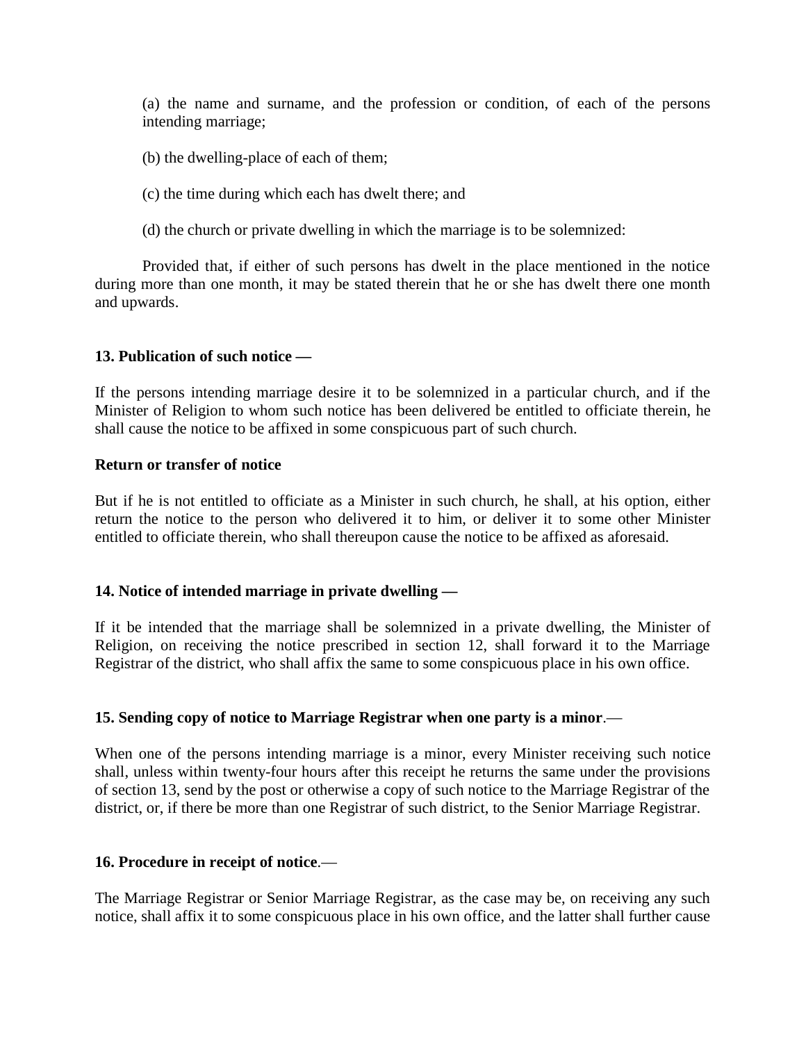(a) the name and surname, and the profession or condition, of each of the persons intending marriage;

(b) the dwelling-place of each of them;

(c) the time during which each has dwelt there; and

(d) the church or private dwelling in which the marriage is to be solemnized:

Provided that, if either of such persons has dwelt in the place mentioned in the notice during more than one month, it may be stated therein that he or she has dwelt there one month and upwards.

**13. Publication of such notice —**

If the persons intending marriage desire it to be solemnized in a particular church, and if the Minister of Religion to whom such notice has been delivered be entitled to officiate therein, he shall cause the notice to be affixed in some conspicuous part of such church.

**Return or transfer of notice**

But if he is not entitled to officiate as a Minister in such church, he shall, at his option, either return the notice to the person who delivered it to him, or deliver it to some other Minister entitled to officiate therein, who shall thereupon cause the notice to be affixed as aforesaid.

**14. Notice of intended marriage in private dwelling —**

If it be intended that the marriage shall be solemnized in a private dwelling, the Minister of Religion, on receiving the notice prescribed in section 12, shall forward it to the Marriage Registrar of the district, who shall affix the same to some conspicuous place in his own office.

**15. Sending copy of notice to Marriage Registrar when one party is a minor**.—

When one of the persons intending marriage is a minor, every Minister receiving such notice shall, unless within twenty-four hours after this receipt he returns the same under the provisions of section 13, send by the post or otherwise a copy of such notice to the Marriage Registrar of the district, or, if there be more than one Registrar of such district, to the Senior Marriage Registrar.

**16. Procedure in receipt of notice**.—

The Marriage Registrar or Senior Marriage Registrar, as the case may be, on receiving any such notice, shall affix it to some conspicuous place in his own office, and the latter shall further cause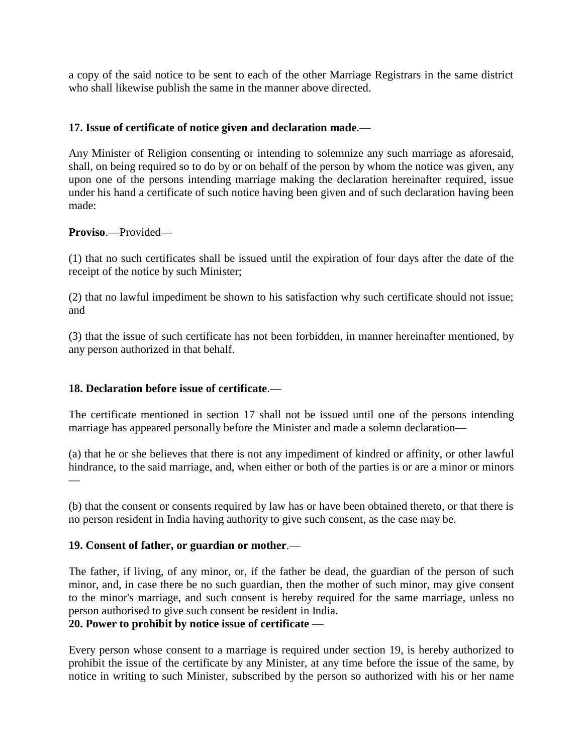a copy of the said notice to be sent to each of the other Marriage Registrars in the same district who shall likewise publish the same in the manner above directed.

**17. Issue of certificate of notice given and declaration made**.—

Any Minister of Religion consenting or intending to solemnize any such marriage as aforesaid, shall, on being required so to do by or on behalf of the person by whom the notice was given, any upon one of the persons intending marriage making the declaration hereinafter required, issue under his hand a certificate of such notice having been given and of such declaration having been made:

**Proviso**.—Provided—

(1) that no such certificates shall be issued until the expiration of four days after the date of the receipt of the notice by such Minister;

(2) that no lawful impediment be shown to his satisfaction why such certificate should not issue; and

(3) that the issue of such certificate has not been forbidden, in manner hereinafter mentioned, by any person authorized in that behalf.

**18. Declaration before issue of certificate**.—

The certificate mentioned in section 17 shall not be issued until one of the persons intending marriage has appeared personally before the Minister and made a solemn declaration—

(a) that he or she believes that there is not any impediment of kindred or affinity, or other lawful hindrance, to the said marriage, and, when either or both of the parties is or are a minor or minors —

(b) that the consent or consents required by law has or have been obtained thereto, or that there is no person resident in India having authority to give such consent, as the case may be.

**19. Consent of father, or guardian or mother**.—

The father, if living, of any minor, or, if the father be dead, the guardian of the person of such minor, and, in case there be no such guardian, then the mother of such minor, may give consent to the minor's marriage, and such consent is hereby required for the same marriage, unless no person authorised to give such consent be resident in India.

**20. Power to prohibit by notice issue of certificate** —

Every person whose consent to a marriage is required under section 19, is hereby authorized to prohibit the issue of the certificate by any Minister, at any time before the issue of the same, by notice in writing to such Minister, subscribed by the person so authorized with his or her name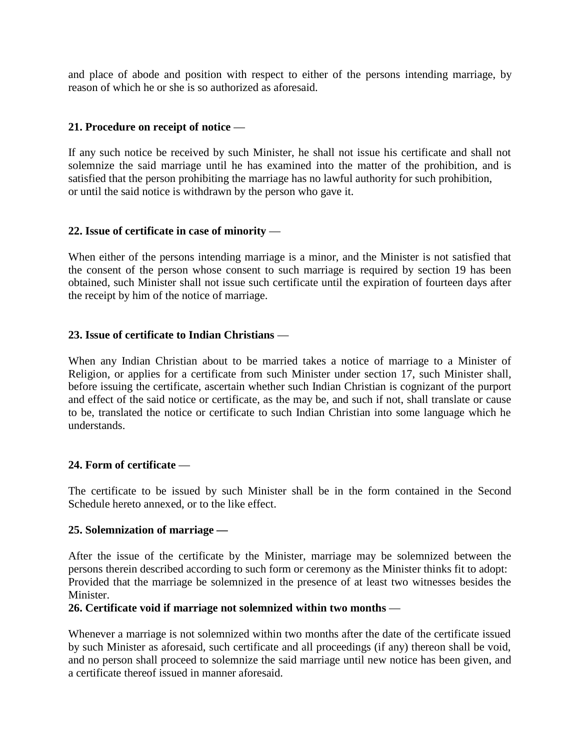and place of abode and position with respect to either of the persons intending marriage, by reason of which he or she is so authorized as aforesaid.

**21. Procedure on receipt of notice** —

If any such notice be received by such Minister, he shall not issue his certificate and shall not solemnize the said marriage until he has examined into the matter of the prohibition, and is satisfied that the person prohibiting the marriage has no lawful authority for such prohibition, or until the said notice is withdrawn by the person who gave it.

**22. Issue of certificate in case of minority** —

When either of the persons intending marriage is a minor, and the Minister is not satisfied that the consent of the person whose consent to such marriage is required by section 19 has been obtained, such Minister shall not issue such certificate until the expiration of fourteen days after the receipt by him of the notice of marriage.

**23. Issue of certificate to Indian Christians** —

When any Indian Christian about to be married takes a notice of marriage to a Minister of Religion, or applies for a certificate from such Minister under section 17, such Minister shall, before issuing the certificate, ascertain whether such Indian Christian is cognizant of the purport and effect of the said notice or certificate, as the may be, and such if not, shall translate or cause to be, translated the notice or certificate to such Indian Christian into some language which he understands.

**24. Form of certificate** —

The certificate to be issued by such Minister shall be in the form contained in the Second Schedule hereto annexed, or to the like effect.

**25. Solemnization of marriage —**

After the issue of the certificate by the Minister, marriage may be solemnized between the persons therein described according to such form or ceremony as the Minister thinks fit to adopt: Provided that the marriage be solemnized in the presence of at least two witnesses besides the Minister.

**26. Certificate void if marriage not solemnized within two months** —

Whenever a marriage is not solemnized within two months after the date of the certificate issued by such Minister as aforesaid, such certificate and all proceedings (if any) thereon shall be void, and no person shall proceed to solemnize the said marriage until new notice has been given, and a certificate thereof issued in manner aforesaid.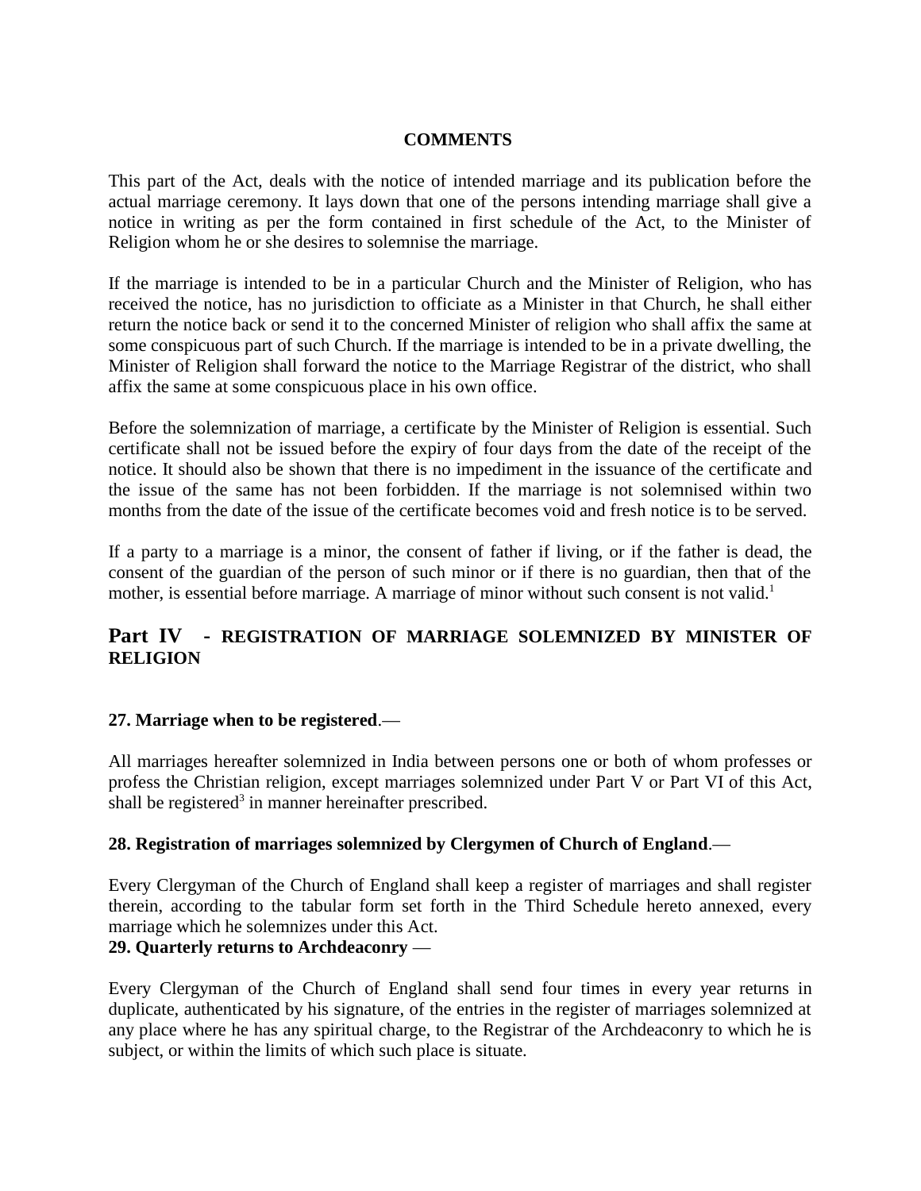**COMMENTS**

This part of the Act, deals with the notice of intended marriage and its publication before the actual marriage ceremony. It lays down that one of the persons intending marriage shall give a notice in writing as per the form contained in first schedule of the Act, to the Minister of Religion whom he or she desires to solemnise the marriage.

If the marriage is intended to be in a particular Church and the Minister of Religion, who has received the notice, has no jurisdiction to officiate as a Minister in that Church, he shall either return the notice back or send it to the concerned Minister of religion who shall affix the same at some conspicuous part of such Church. If the marriage is intended to be in a private dwelling, the Minister of Religion shall forward the notice to the Marriage Registrar of the district, who shall affix the same at some conspicuous place in his own office.

Before the solemnization of marriage, a certificate by the Minister of Religion is essential. Such certificate shall not be issued before the expiry of four days from the date of the receipt of the notice. It should also be shown that there is no impediment in the issuance of the certificate and the issue of the same has not been forbidden. If the marriage is not solemnised within two months from the date of the issue of the certificate becomes void and fresh notice is to be served.

If a party to a marriage is a minor, the consent of father if living, or if the father is dead, the consent of the guardian of the person of such minor or if there is no guardian, then that of the mother, is essential before marriage. A marriage of minor without such consent is not valid.[1]

## Part IV - REGISTRATION OF MARRIAGE SOLEMNIZED BY MINISTER OF RELIGION

**27. Marriage when to be registered**.—

All marriages hereafter solemnized in India between persons one or both of whom professes or profess the Christian religion, except marriages solemnized under Part V or Part VI of this Act, shall be registered[3] in manner hereinafter prescribed.

**28. Registration of marriages solemnized by Clergymen of Church of England**.—

Every Clergyman of the Church of England shall keep a register of marriages and shall register therein, according to the tabular form set forth in the Third Schedule hereto annexed, every marriage which he solemnizes under this Act.

**29. Quarterly returns to Archdeaconry** —

Every Clergyman of the Church of England shall send four times in every year returns in duplicate, authenticated by his signature, of the entries in the register of marriages solemnized at any place where he has any spiritual charge, to the Registrar of the Archdeaconry to which he is subject, or within the limits of which such place is situate.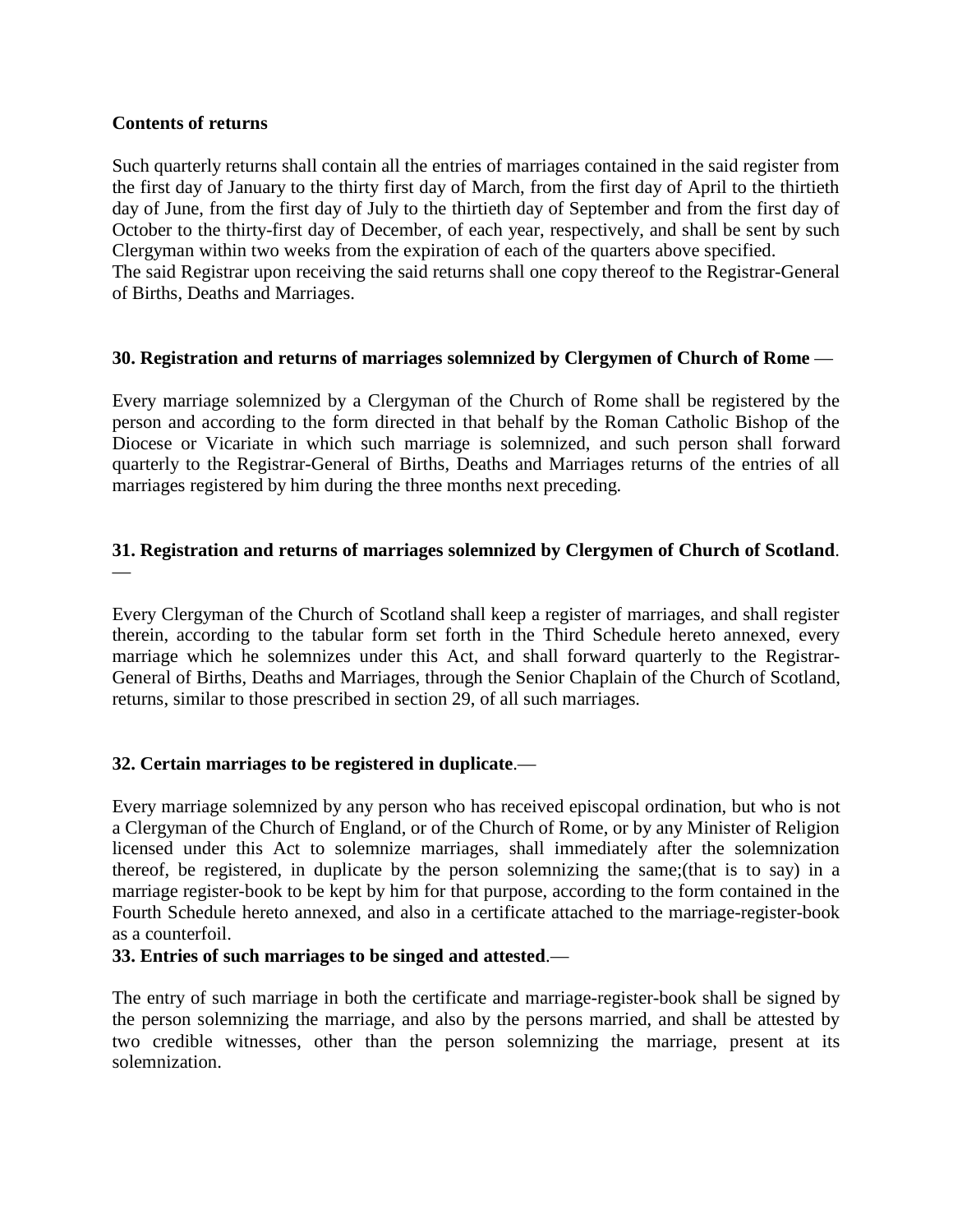**Contents of returns**

Such quarterly returns shall contain all the entries of marriages contained in the said register from the first day of January to the thirty first day of March, from the first day of April to the thirtieth day of June, from the first day of July to the thirtieth day of September and from the first day of October to the thirty-first day of December, of each year, respectively, and shall be sent by such Clergyman within two weeks from the expiration of each of the quarters above specified.
The said Registrar upon receiving the said returns shall one copy thereof to the Registrar-General of Births, Deaths and Marriages.

**30. Registration and returns of marriages solemnized by Clergymen of Church of Rome** —

Every marriage solemnized by a Clergyman of the Church of Rome shall be registered by the person and according to the form directed in that behalf by the Roman Catholic Bishop of the Diocese or Vicariate in which such marriage is solemnized, and such person shall forward quarterly to the Registrar-General of Births, Deaths and Marriages returns of the entries of all marriages registered by him during the three months next preceding.

**31. Registration and returns of marriages solemnized by Clergymen of Church of Scotland**. —

Every Clergyman of the Church of Scotland shall keep a register of marriages, and shall register therein, according to the tabular form set forth in the Third Schedule hereto annexed, every marriage which he solemnizes under this Act, and shall forward quarterly to the Registrar-General of Births, Deaths and Marriages, through the Senior Chaplain of the Church of Scotland, returns, similar to those prescribed in section 29, of all such marriages.

**32. Certain marriages to be registered in duplicate**.—

Every marriage solemnized by any person who has received episcopal ordination, but who is not a Clergyman of the Church of England, or of the Church of Rome, or by any Minister of Religion licensed under this Act to solemnize marriages, shall immediately after the solemnization thereof, be registered, in duplicate by the person solemnizing the same;(that is to say) in a marriage register-book to be kept by him for that purpose, according to the form contained in the Fourth Schedule hereto annexed, and also in a certificate attached to the marriage-register-book as a counterfoil.

**33. Entries of such marriages to be singed and attested**.—

The entry of such marriage in both the certificate and marriage-register-book shall be signed by the person solemnizing the marriage, and also by the persons married, and shall be attested by two credible witnesses, other than the person solemnizing the marriage, present at its solemnization.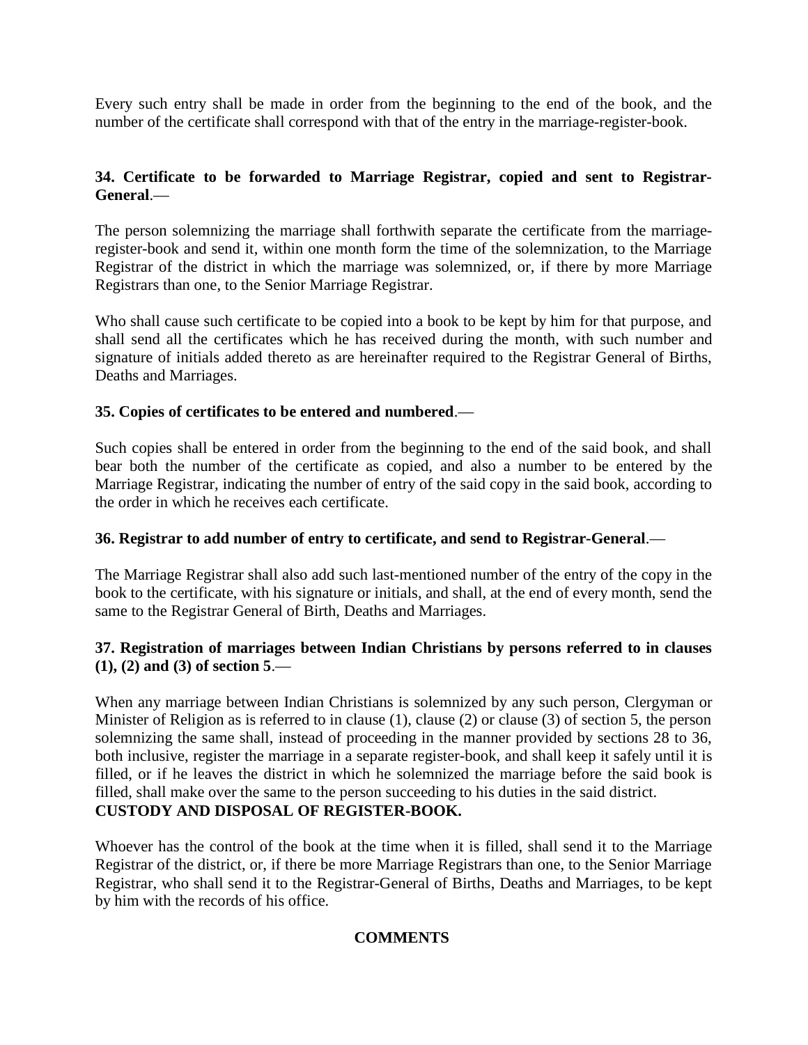Every such entry shall be made in order from the beginning to the end of the book, and the number of the certificate shall correspond with that of the entry in the marriage-register-book.

**34. Certificate to be forwarded to Marriage Registrar, copied and sent to Registrar-General**.—

The person solemnizing the marriage shall forthwith separate the certificate from the marriage-register-book and send it, within one month form the time of the solemnization, to the Marriage Registrar of the district in which the marriage was solemnized, or, if there by more Marriage Registrars than one, to the Senior Marriage Registrar.

Who shall cause such certificate to be copied into a book to be kept by him for that purpose, and shall send all the certificates which he has received during the month, with such number and signature of initials added thereto as are hereinafter required to the Registrar General of Births, Deaths and Marriages.

**35. Copies of certificates to be entered and numbered**.—

Such copies shall be entered in order from the beginning to the end of the said book, and shall bear both the number of the certificate as copied, and also a number to be entered by the Marriage Registrar, indicating the number of entry of the said copy in the said book, according to the order in which he receives each certificate.

**36. Registrar to add number of entry to certificate, and send to Registrar-General**.—

The Marriage Registrar shall also add such last-mentioned number of the entry of the copy in the book to the certificate, with his signature or initials, and shall, at the end of every month, send the same to the Registrar General of Birth, Deaths and Marriages.

**37. Registration of marriages between Indian Christians by persons referred to in clauses (1), (2) and (3) of section 5**.—

When any marriage between Indian Christians is solemnized by any such person, Clergyman or Minister of Religion as is referred to in clause (1), clause (2) or clause (3) of section 5, the person solemnizing the same shall, instead of proceeding in the manner provided by sections 28 to 36, both inclusive, register the marriage in a separate register-book, and shall keep it safely until it is filled, or if he leaves the district in which he solemnized the marriage before the said book is filled, shall make over the same to the person succeeding to his duties in the said district.

**CUSTODY AND DISPOSAL OF REGISTER-BOOK.**

Whoever has the control of the book at the time when it is filled, shall send it to the Marriage Registrar of the district, or, if there be more Marriage Registrars than one, to the Senior Marriage Registrar, who shall send it to the Registrar-General of Births, Deaths and Marriages, to be kept by him with the records of his office.

**COMMENTS**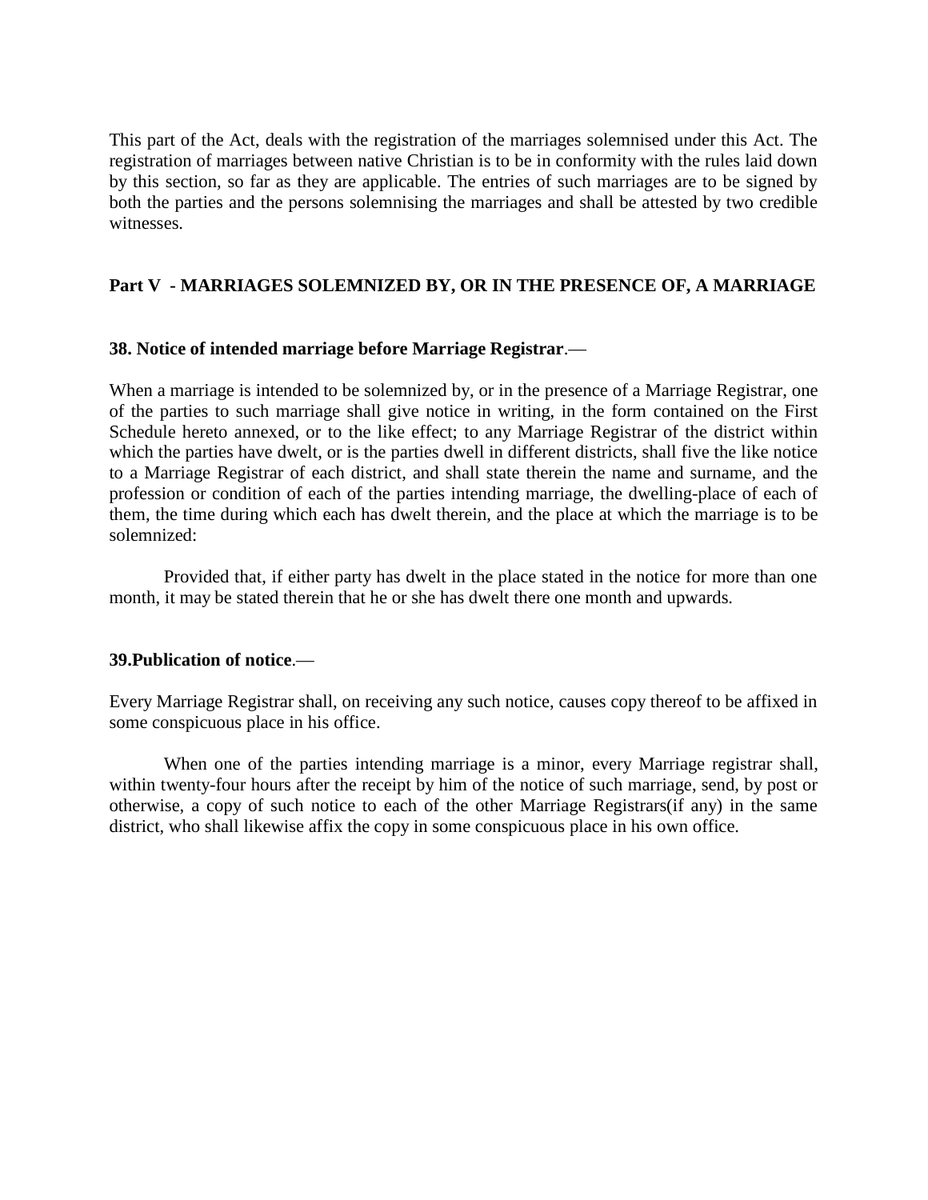This part of the Act, deals with the registration of the marriages solemnised under this Act. The registration of marriages between native Christian is to be in conformity with the rules laid down by this section, so far as they are applicable. The entries of such marriages are to be signed by both the parties and the persons solemnising the marriages and shall be attested by two credible witnesses.

## Part V - MARRIAGES SOLEMNIZED BY, OR IN THE PRESENCE OF, A MARRIAGE

### 38. Notice of intended marriage before Marriage Registrar.—

When a marriage is intended to be solemnized by, or in the presence of a Marriage Registrar, one of the parties to such marriage shall give notice in writing, in the form contained on the First Schedule hereto annexed, or to the like effect; to any Marriage Registrar of the district within which the parties have dwelt, or is the parties dwell in different districts, shall five the like notice to a Marriage Registrar of each district, and shall state therein the name and surname, and the profession or condition of each of the parties intending marriage, the dwelling-place of each of them, the time during which each has dwelt therein, and the place at which the marriage is to be solemnized:

Provided that, if either party has dwelt in the place stated in the notice for more than one month, it may be stated therein that he or she has dwelt there one month and upwards.

### 39.Publication of notice.—

Every Marriage Registrar shall, on receiving any such notice, causes copy thereof to be affixed in some conspicuous place in his office.

When one of the parties intending marriage is a minor, every Marriage registrar shall, within twenty-four hours after the receipt by him of the notice of such marriage, send, by post or otherwise, a copy of such notice to each of the other Marriage Registrars(if any) in the same district, who shall likewise affix the copy in some conspicuous place in his own office.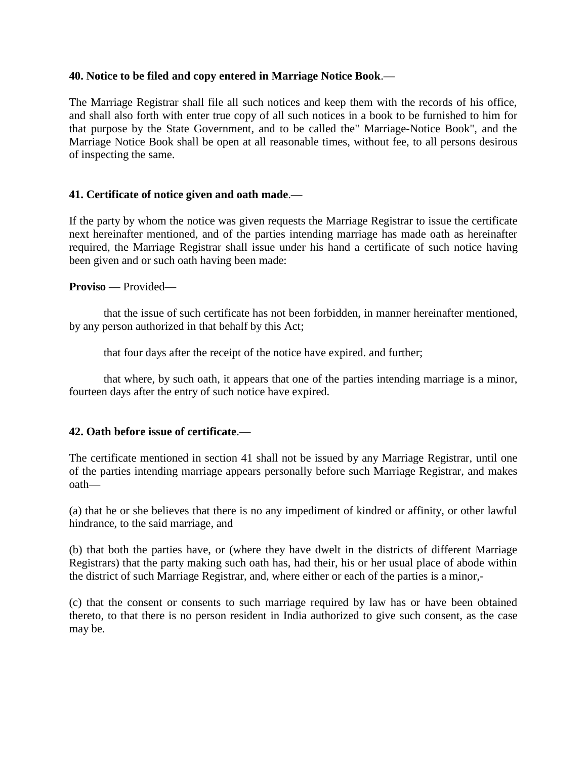**40. Notice to be filed and copy entered in Marriage Notice Book**.—

The Marriage Registrar shall file all such notices and keep them with the records of his office, and shall also forth with enter true copy of all such notices in a book to be furnished to him for that purpose by the State Government, and to be called the" Marriage-Notice Book", and the Marriage Notice Book shall be open at all reasonable times, without fee, to all persons desirous of inspecting the same.

**41. Certificate of notice given and oath made**.—

If the party by whom the notice was given requests the Marriage Registrar to issue the certificate next hereinafter mentioned, and of the parties intending marriage has made oath as hereinafter required, the Marriage Registrar shall issue under his hand a certificate of such notice having been given and or such oath having been made:

**Proviso** — Provided—

that the issue of such certificate has not been forbidden, in manner hereinafter mentioned, by any person authorized in that behalf by this Act;

that four days after the receipt of the notice have expired. and further;

that where, by such oath, it appears that one of the parties intending marriage is a minor, fourteen days after the entry of such notice have expired.

**42. Oath before issue of certificate**.—

The certificate mentioned in section 41 shall not be issued by any Marriage Registrar, until one of the parties intending marriage appears personally before such Marriage Registrar, and makes oath—

(a) that he or she believes that there is no any impediment of kindred or affinity, or other lawful hindrance, to the said marriage, and

(b) that both the parties have, or (where they have dwelt in the districts of different Marriage Registrars) that the party making such oath has, had their, his or her usual place of abode within the district of such Marriage Registrar, and, where either or each of the parties is a minor,-

(c) that the consent or consents to such marriage required by law has or have been obtained thereto, to that there is no person resident in India authorized to give such consent, as the case may be.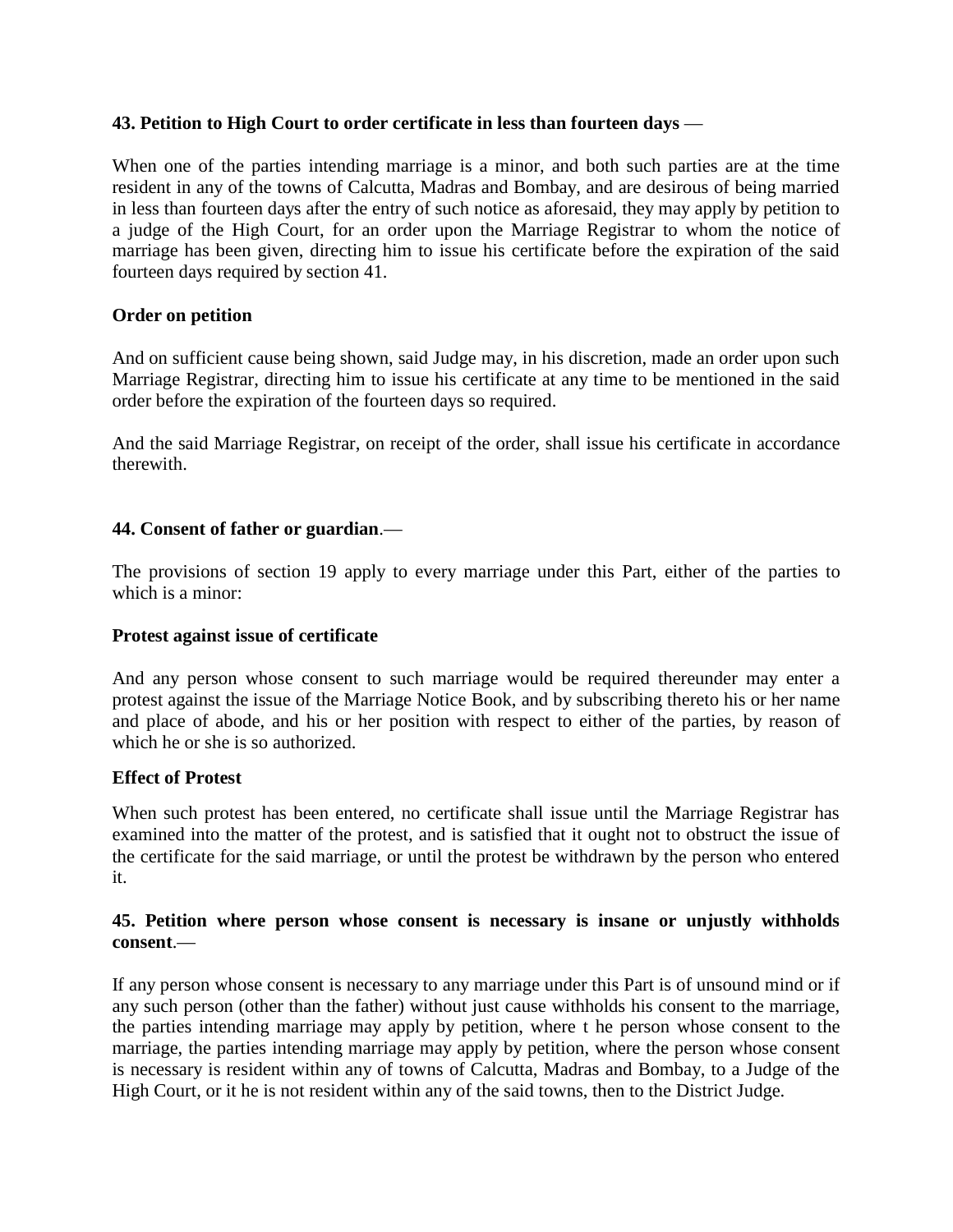**43. Petition to High Court to order certificate in less than fourteen days** —

When one of the parties intending marriage is a minor, and both such parties are at the time resident in any of the towns of Calcutta, Madras and Bombay, and are desirous of being married in less than fourteen days after the entry of such notice as aforesaid, they may apply by petition to a judge of the High Court, for an order upon the Marriage Registrar to whom the notice of marriage has been given, directing him to issue his certificate before the expiration of the said fourteen days required by section 41.

**Order on petition**

And on sufficient cause being shown, said Judge may, in his discretion, made an order upon such Marriage Registrar, directing him to issue his certificate at any time to be mentioned in the said order before the expiration of the fourteen days so required.

And the said Marriage Registrar, on receipt of the order, shall issue his certificate in accordance therewith.

**44. Consent of father or guardian**.—

The provisions of section 19 apply to every marriage under this Part, either of the parties to which is a minor:

**Protest against issue of certificate**

And any person whose consent to such marriage would be required thereunder may enter a protest against the issue of the Marriage Notice Book, and by subscribing thereto his or her name and place of abode, and his or her position with respect to either of the parties, by reason of which he or she is so authorized.

**Effect of Protest**

When such protest has been entered, no certificate shall issue until the Marriage Registrar has examined into the matter of the protest, and is satisfied that it ought not to obstruct the issue of the certificate for the said marriage, or until the protest be withdrawn by the person who entered it.

**45. Petition where person whose consent is necessary is insane or unjustly withholds consent**.—

If any person whose consent is necessary to any marriage under this Part is of unsound mind or if any such person (other than the father) without just cause withholds his consent to the marriage, the parties intending marriage may apply by petition, where t he person whose consent to the marriage, the parties intending marriage may apply by petition, where the person whose consent is necessary is resident within any of towns of Calcutta, Madras and Bombay, to a Judge of the High Court, or it he is not resident within any of the said towns, then to the District Judge.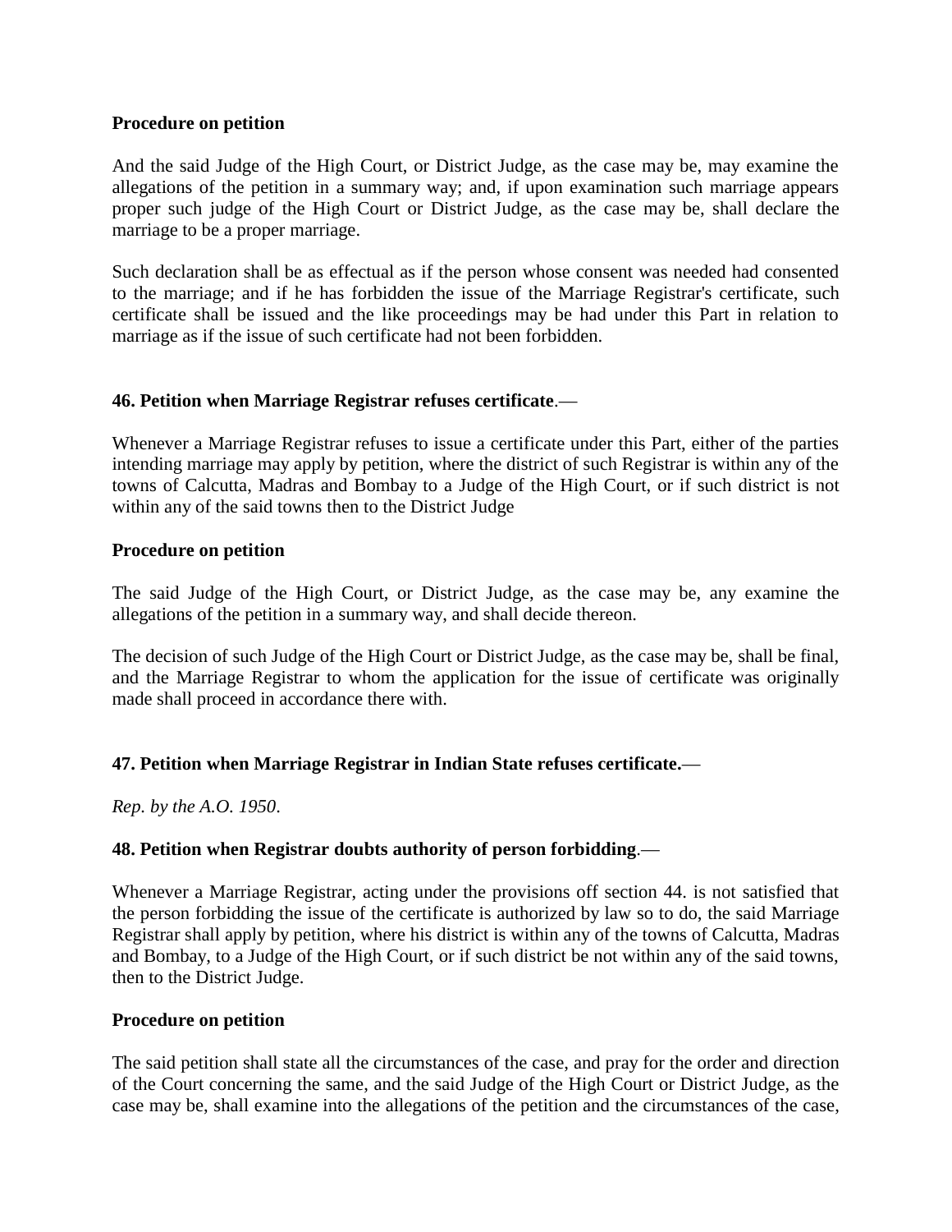**Procedure on petition**

And the said Judge of the High Court, or District Judge, as the case may be, may examine the allegations of the petition in a summary way; and, if upon examination such marriage appears proper such judge of the High Court or District Judge, as the case may be, shall declare the marriage to be a proper marriage.

Such declaration shall be as effectual as if the person whose consent was needed had consented to the marriage; and if he has forbidden the issue of the Marriage Registrar's certificate, such certificate shall be issued and the like proceedings may be had under this Part in relation to marriage as if the issue of such certificate had not been forbidden.

**46. Petition when Marriage Registrar refuses certificate**.—

Whenever a Marriage Registrar refuses to issue a certificate under this Part, either of the parties intending marriage may apply by petition, where the district of such Registrar is within any of the towns of Calcutta, Madras and Bombay to a Judge of the High Court, or if such district is not within any of the said towns then to the District Judge

**Procedure on petition**

The said Judge of the High Court, or District Judge, as the case may be, any examine the allegations of the petition in a summary way, and shall decide thereon.

The decision of such Judge of the High Court or District Judge, as the case may be, shall be final, and the Marriage Registrar to whom the application for the issue of certificate was originally made shall proceed in accordance there with.

**47. Petition when Marriage Registrar in Indian State refuses certificate.**—

*Rep. by the A.O. 1950*.

**48. Petition when Registrar doubts authority of person forbidding**.—

Whenever a Marriage Registrar, acting under the provisions off section 44. is not satisfied that the person forbidding the issue of the certificate is authorized by law so to do, the said Marriage Registrar shall apply by petition, where his district is within any of the towns of Calcutta, Madras and Bombay, to a Judge of the High Court, or if such district be not within any of the said towns, then to the District Judge.

**Procedure on petition**

The said petition shall state all the circumstances of the case, and pray for the order and direction of the Court concerning the same, and the said Judge of the High Court or District Judge, as the case may be, shall examine into the allegations of the petition and the circumstances of the case,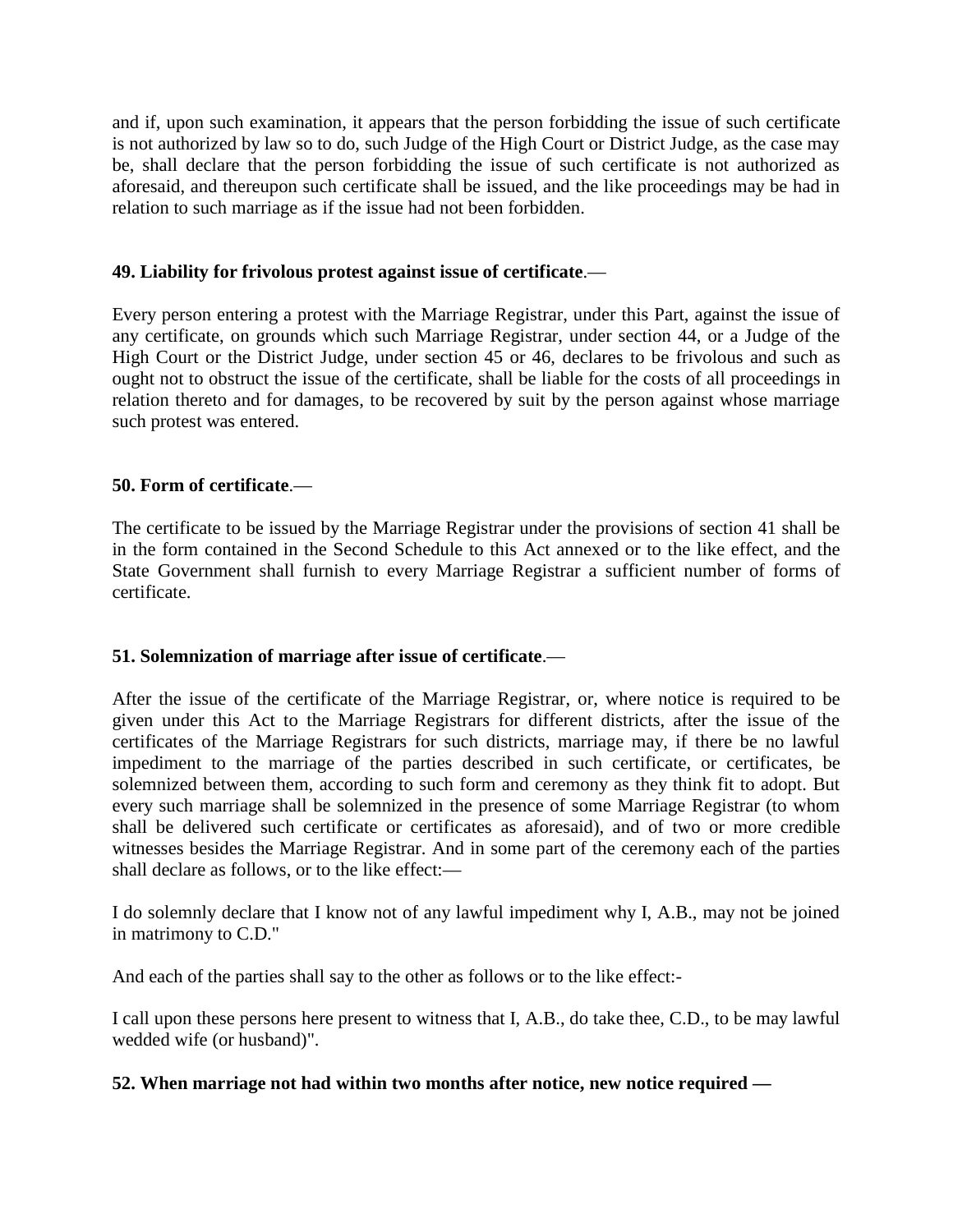and if, upon such examination, it appears that the person forbidding the issue of such certificate is not authorized by law so to do, such Judge of the High Court or District Judge, as the case may be, shall declare that the person forbidding the issue of such certificate is not authorized as aforesaid, and thereupon such certificate shall be issued, and the like proceedings may be had in relation to such marriage as if the issue had not been forbidden.

**49. Liability for frivolous protest against issue of certificate**.—

Every person entering a protest with the Marriage Registrar, under this Part, against the issue of any certificate, on grounds which such Marriage Registrar, under section 44, or a Judge of the High Court or the District Judge, under section 45 or 46, declares to be frivolous and such as ought not to obstruct the issue of the certificate, shall be liable for the costs of all proceedings in relation thereto and for damages, to be recovered by suit by the person against whose marriage such protest was entered.

**50. Form of certificate**.—

The certificate to be issued by the Marriage Registrar under the provisions of section 41 shall be in the form contained in the Second Schedule to this Act annexed or to the like effect, and the State Government shall furnish to every Marriage Registrar a sufficient number of forms of certificate.

**51. Solemnization of marriage after issue of certificate**.—

After the issue of the certificate of the Marriage Registrar, or, where notice is required to be given under this Act to the Marriage Registrars for different districts, after the issue of the certificates of the Marriage Registrars for such districts, marriage may, if there be no lawful impediment to the marriage of the parties described in such certificate, or certificates, be solemnized between them, according to such form and ceremony as they think fit to adopt. But every such marriage shall be solemnized in the presence of some Marriage Registrar (to whom shall be delivered such certificate or certificates as aforesaid), and of two or more credible witnesses besides the Marriage Registrar. And in some part of the ceremony each of the parties shall declare as follows, or to the like effect:—

I do solemnly declare that I know not of any lawful impediment why I, A.B., may not be joined in matrimony to C.D."

And each of the parties shall say to the other as follows or to the like effect:-

I call upon these persons here present to witness that I, A.B., do take thee, C.D., to be may lawful wedded wife (or husband)".

**52. When marriage not had within two months after notice, new notice required —**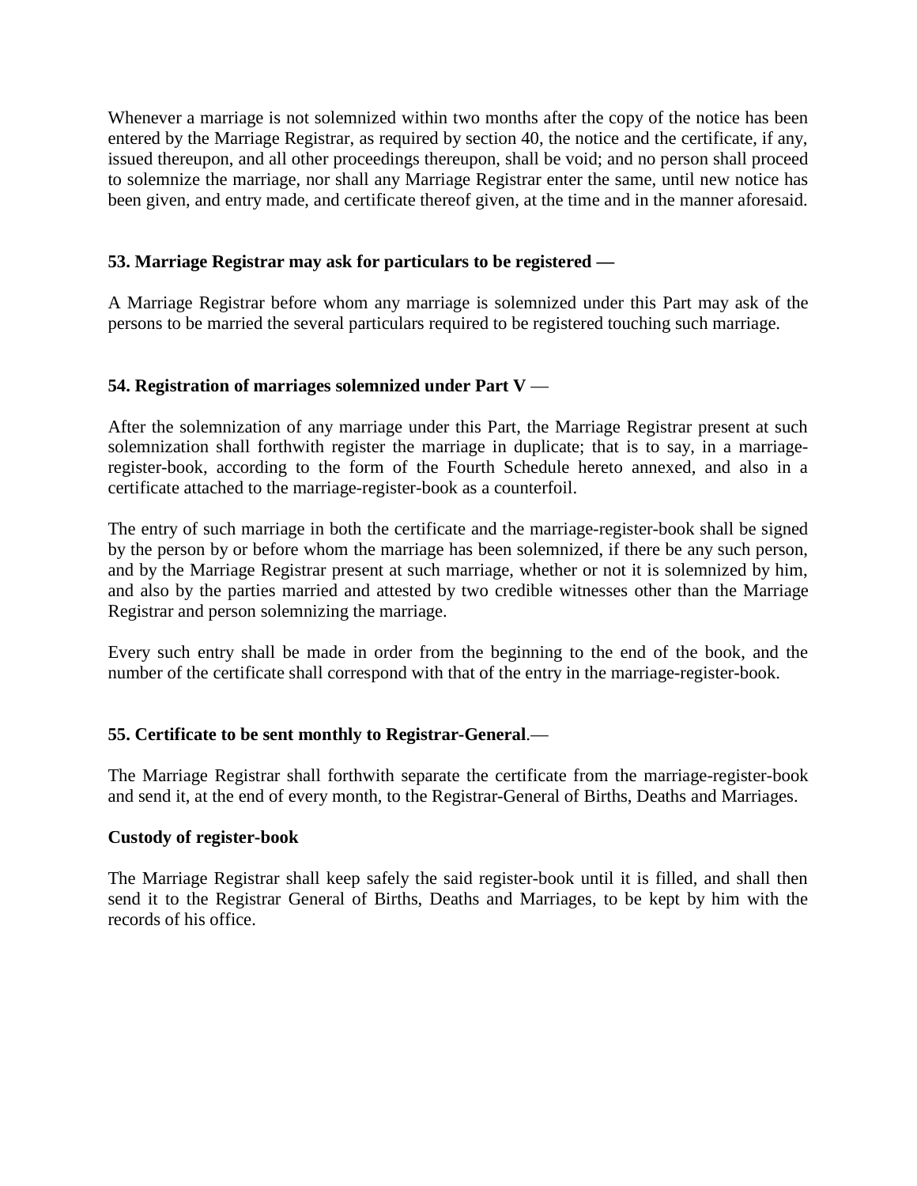Whenever a marriage is not solemnized within two months after the copy of the notice has been entered by the Marriage Registrar, as required by section 40, the notice and the certificate, if any, issued thereupon, and all other proceedings thereupon, shall be void; and no person shall proceed to solemnize the marriage, nor shall any Marriage Registrar enter the same, until new notice has been given, and entry made, and certificate thereof given, at the time and in the manner aforesaid.

**53. Marriage Registrar may ask for particulars to be registered —**

A Marriage Registrar before whom any marriage is solemnized under this Part may ask of the persons to be married the several particulars required to be registered touching such marriage.

**54. Registration of marriages solemnized under Part V** —

After the solemnization of any marriage under this Part, the Marriage Registrar present at such solemnization shall forthwith register the marriage in duplicate; that is to say, in a marriage-register-book, according to the form of the Fourth Schedule hereto annexed, and also in a certificate attached to the marriage-register-book as a counterfoil.

The entry of such marriage in both the certificate and the marriage-register-book shall be signed by the person by or before whom the marriage has been solemnized, if there be any such person, and by the Marriage Registrar present at such marriage, whether or not it is solemnized by him, and also by the parties married and attested by two credible witnesses other than the Marriage Registrar and person solemnizing the marriage.

Every such entry shall be made in order from the beginning to the end of the book, and the number of the certificate shall correspond with that of the entry in the marriage-register-book.

**55. Certificate to be sent monthly to Registrar-General**.—

The Marriage Registrar shall forthwith separate the certificate from the marriage-register-book and send it, at the end of every month, to the Registrar-General of Births, Deaths and Marriages.

**Custody of register-book**

The Marriage Registrar shall keep safely the said register-book until it is filled, and shall then send it to the Registrar General of Births, Deaths and Marriages, to be kept by him with the records of his office.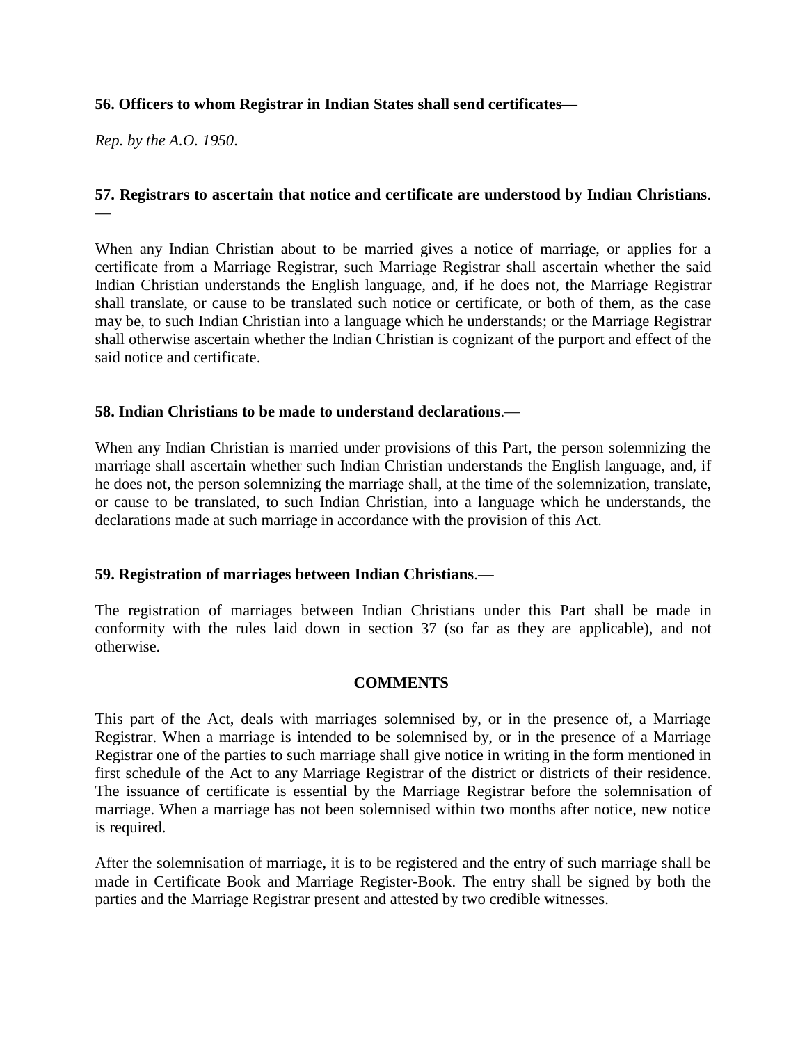**56. Officers to whom Registrar in Indian States shall send certificates—**

*Rep. by the A.O. 1950*.

**57. Registrars to ascertain that notice and certificate are understood by Indian Christians**.—

When any Indian Christian about to be married gives a notice of marriage, or applies for a certificate from a Marriage Registrar, such Marriage Registrar shall ascertain whether the said Indian Christian understands the English language, and, if he does not, the Marriage Registrar shall translate, or cause to be translated such notice or certificate, or both of them, as the case may be, to such Indian Christian into a language which he understands; or the Marriage Registrar shall otherwise ascertain whether the Indian Christian is cognizant of the purport and effect of the said notice and certificate.

**58. Indian Christians to be made to understand declarations**.—

When any Indian Christian is married under provisions of this Part, the person solemnizing the marriage shall ascertain whether such Indian Christian understands the English language, and, if he does not, the person solemnizing the marriage shall, at the time of the solemnization, translate, or cause to be translated, to such Indian Christian, into a language which he understands, the declarations made at such marriage in accordance with the provision of this Act.

**59. Registration of marriages between Indian Christians**.—

The registration of marriages between Indian Christians under this Part shall be made in conformity with the rules laid down in section 37 (so far as they are applicable), and not otherwise.

**COMMENTS**

This part of the Act, deals with marriages solemnised by, or in the presence of, a Marriage Registrar. When a marriage is intended to be solemnised by, or in the presence of a Marriage Registrar one of the parties to such marriage shall give notice in writing in the form mentioned in first schedule of the Act to any Marriage Registrar of the district or districts of their residence. The issuance of certificate is essential by the Marriage Registrar before the solemnisation of marriage. When a marriage has not been solemnised within two months after notice, new notice is required.

After the solemnisation of marriage, it is to be registered and the entry of such marriage shall be made in Certificate Book and Marriage Register-Book. The entry shall be signed by both the parties and the Marriage Registrar present and attested by two credible witnesses.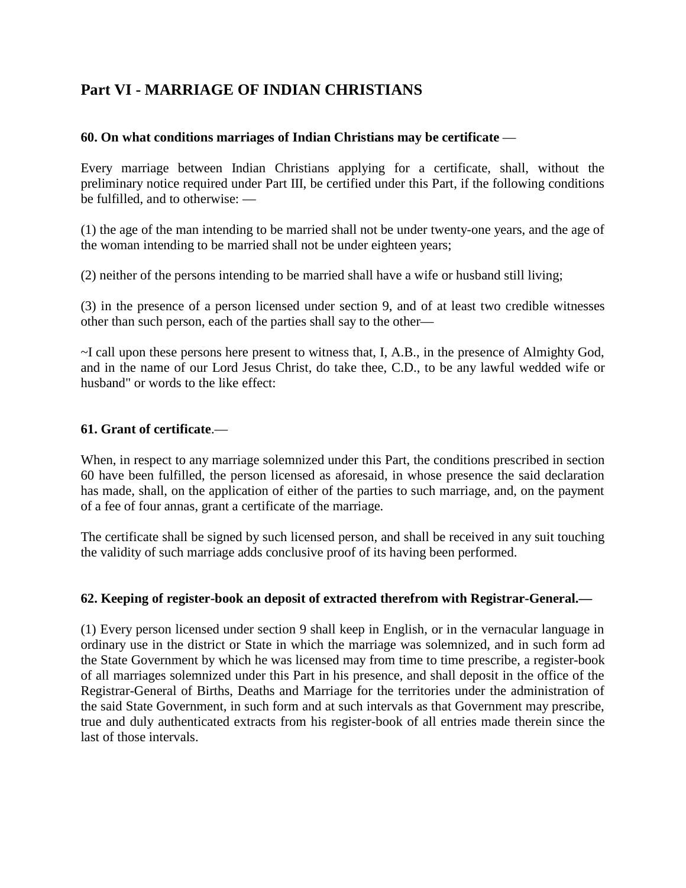## Part VI - MARRIAGE OF INDIAN CHRISTIANS

**60. On what conditions marriages of Indian Christians may be certificate** —

Every marriage between Indian Christians applying for a certificate, shall, without the preliminary notice required under Part III, be certified under this Part, if the following conditions be fulfilled, and to otherwise: —

(1) the age of the man intending to be married shall not be under twenty-one years, and the age of the woman intending to be married shall not be under eighteen years;

(2) neither of the persons intending to be married shall have a wife or husband still living;

(3) in the presence of a person licensed under section 9, and of at least two credible witnesses other than such person, each of the parties shall say to the other—

~I call upon these persons here present to witness that, I, A.B., in the presence of Almighty God, and in the name of our Lord Jesus Christ, do take thee, C.D., to be any lawful wedded wife or husband" or words to the like effect:

**61. Grant of certificate**.—

When, in respect to any marriage solemnized under this Part, the conditions prescribed in section 60 have been fulfilled, the person licensed as aforesaid, in whose presence the said declaration has made, shall, on the application of either of the parties to such marriage, and, on the payment of a fee of four annas, grant a certificate of the marriage.

The certificate shall be signed by such licensed person, and shall be received in any suit touching the validity of such marriage adds conclusive proof of its having been performed.

**62. Keeping of register-book an deposit of extracted therefrom with Registrar-General.—**

(1) Every person licensed under section 9 shall keep in English, or in the vernacular language in ordinary use in the district or State in which the marriage was solemnized, and in such form ad the State Government by which he was licensed may from time to time prescribe, a register-book of all marriages solemnized under this Part in his presence, and shall deposit in the office of the Registrar-General of Births, Deaths and Marriage for the territories under the administration of the said State Government, in such form and at such intervals as that Government may prescribe, true and duly authenticated extracts from his register-book of all entries made therein since the last of those intervals.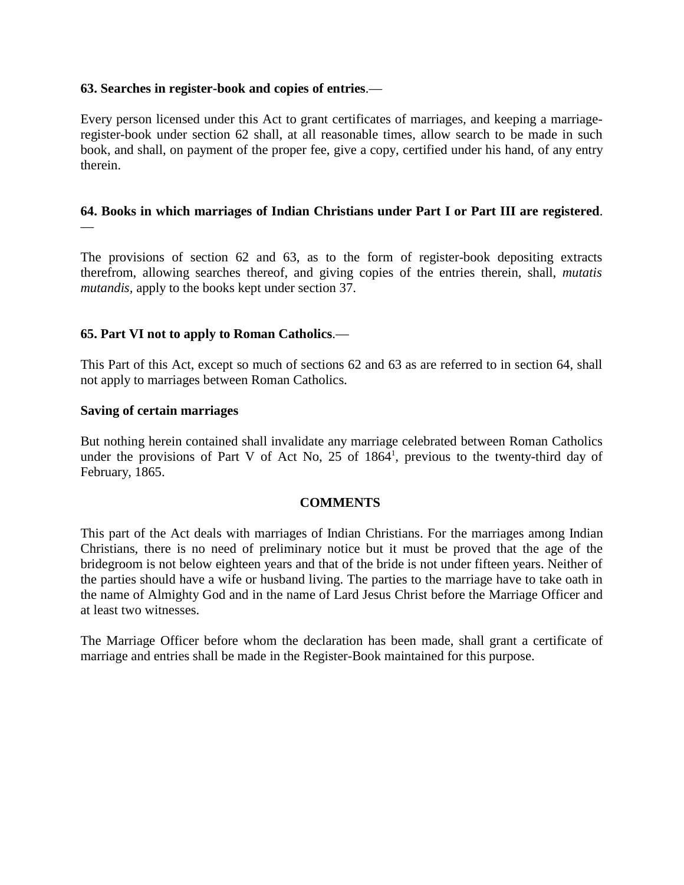**63. Searches in register-book and copies of entries**.—

Every person licensed under this Act to grant certificates of marriages, and keeping a marriage-register-book under section 62 shall, at all reasonable times, allow search to be made in such book, and shall, on payment of the proper fee, give a copy, certified under his hand, of any entry therein.

**64. Books in which marriages of Indian Christians under Part I or Part III are registered**.—

The provisions of section 62 and 63, as to the form of register-book depositing extracts therefrom, allowing searches thereof, and giving copies of the entries therein, shall, *mutatis mutandis*, apply to the books kept under section 37.

**65. Part VI not to apply to Roman Catholics**.—

This Part of this Act, except so much of sections 62 and 63 as are referred to in section 64, shall not apply to marriages between Roman Catholics.

**Saving of certain marriages**

But nothing herein contained shall invalidate any marriage celebrated between Roman Catholics under the provisions of Part V of Act No, 25 of 1864[1], previous to the twenty-third day of February, 1865.

**COMMENTS**

This part of the Act deals with marriages of Indian Christians. For the marriages among Indian Christians, there is no need of preliminary notice but it must be proved that the age of the bridegroom is not below eighteen years and that of the bride is not under fifteen years. Neither of the parties should have a wife or husband living. The parties to the marriage have to take oath in the name of Almighty God and in the name of Lard Jesus Christ before the Marriage Officer and at least two witnesses.

The Marriage Officer before whom the declaration has been made, shall grant a certificate of marriage and entries shall be made in the Register-Book maintained for this purpose.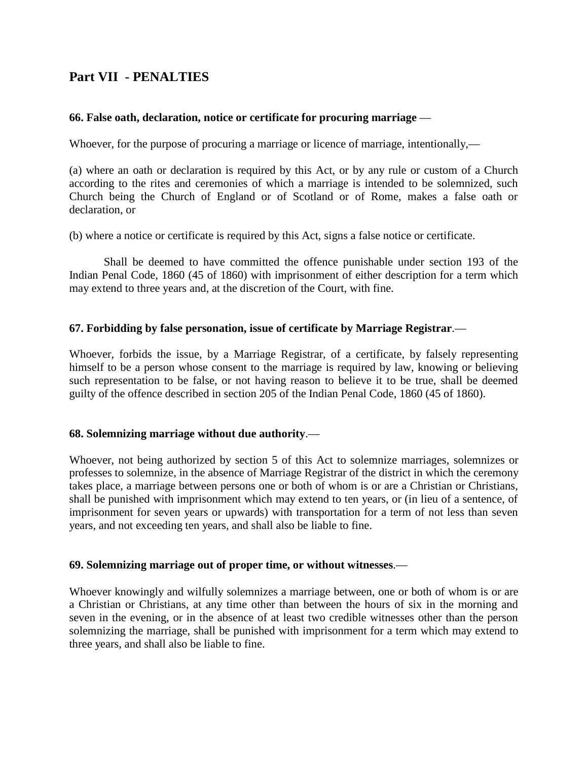## Part VII - PENALTIES

**66. False oath, declaration, notice or certificate for procuring marriage** —

Whoever, for the purpose of procuring a marriage or licence of marriage, intentionally,—

(a) where an oath or declaration is required by this Act, or by any rule or custom of a Church according to the rites and ceremonies of which a marriage is intended to be solemnized, such Church being the Church of England or of Scotland or of Rome, makes a false oath or declaration, or

(b) where a notice or certificate is required by this Act, signs a false notice or certificate.

Shall be deemed to have committed the offence punishable under section 193 of the Indian Penal Code, 1860 (45 of 1860) with imprisonment of either description for a term which may extend to three years and, at the discretion of the Court, with fine.

**67. Forbidding by false personation, issue of certificate by Marriage Registrar**.—

Whoever, forbids the issue, by a Marriage Registrar, of a certificate, by falsely representing himself to be a person whose consent to the marriage is required by law, knowing or believing such representation to be false, or not having reason to believe it to be true, shall be deemed guilty of the offence described in section 205 of the Indian Penal Code, 1860 (45 of 1860).

**68. Solemnizing marriage without due authority**.—

Whoever, not being authorized by section 5 of this Act to solemnize marriages, solemnizes or professes to solemnize, in the absence of Marriage Registrar of the district in which the ceremony takes place, a marriage between persons one or both of whom is or are a Christian or Christians, shall be punished with imprisonment which may extend to ten years, or (in lieu of a sentence, of imprisonment for seven years or upwards) with transportation for a term of not less than seven years, and not exceeding ten years, and shall also be liable to fine.

**69. Solemnizing marriage out of proper time, or without witnesses**.—

Whoever knowingly and wilfully solemnizes a marriage between, one or both of whom is or are a Christian or Christians, at any time other than between the hours of six in the morning and seven in the evening, or in the absence of at least two credible witnesses other than the person solemnizing the marriage, shall be punished with imprisonment for a term which may extend to three years, and shall also be liable to fine.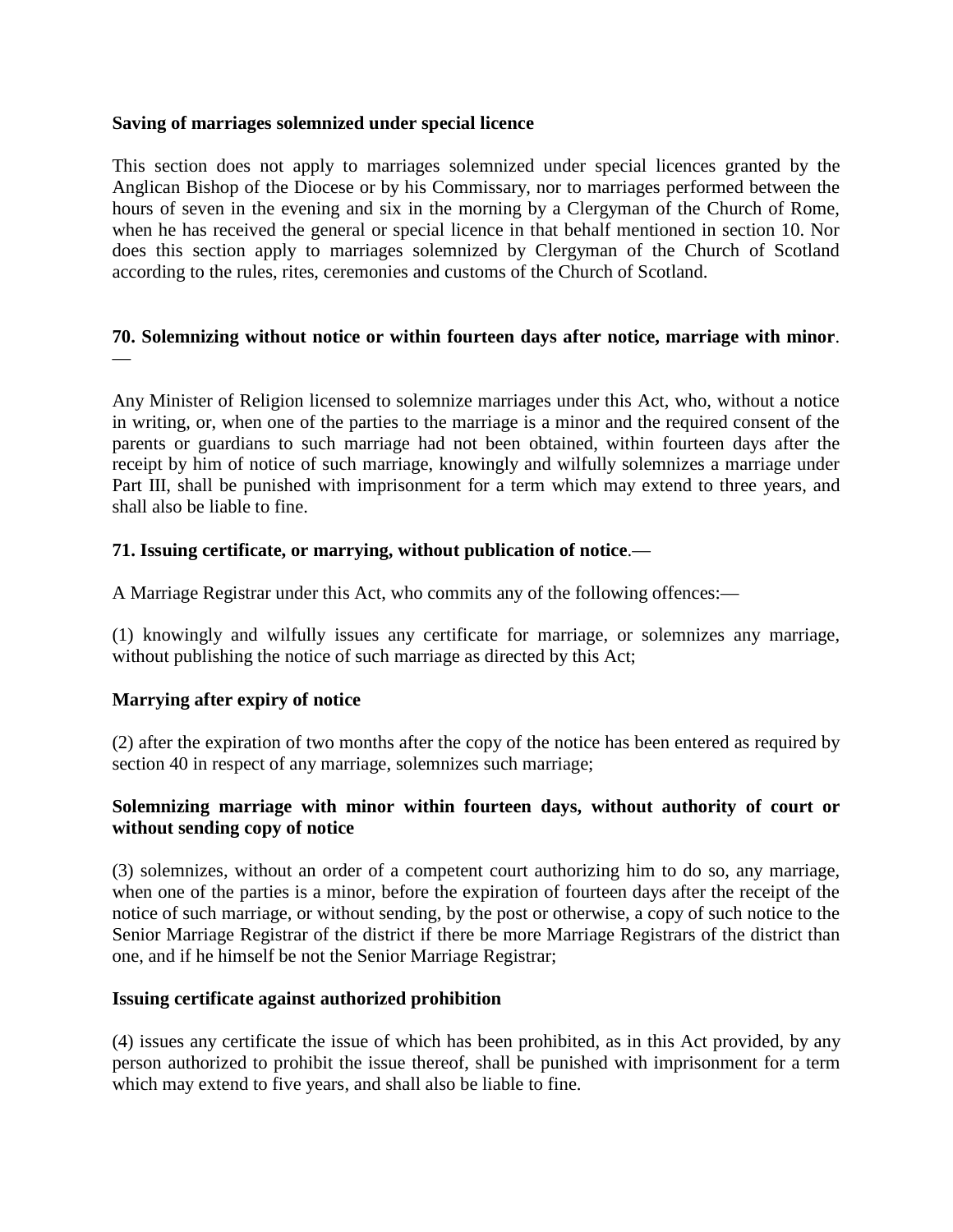**Saving of marriages solemnized under special licence**

This section does not apply to marriages solemnized under special licences granted by the Anglican Bishop of the Diocese or by his Commissary, nor to marriages performed between the hours of seven in the evening and six in the morning by a Clergyman of the Church of Rome, when he has received the general or special licence in that behalf mentioned in section 10. Nor does this section apply to marriages solemnized by Clergyman of the Church of Scotland according to the rules, rites, ceremonies and customs of the Church of Scotland.

**70. Solemnizing without notice or within fourteen days after notice, marriage with minor**.—

Any Minister of Religion licensed to solemnize marriages under this Act, who, without a notice in writing, or, when one of the parties to the marriage is a minor and the required consent of the parents or guardians to such marriage had not been obtained, within fourteen days after the receipt by him of notice of such marriage, knowingly and wilfully solemnizes a marriage under Part III, shall be punished with imprisonment for a term which may extend to three years, and shall also be liable to fine.

**71. Issuing certificate, or marrying, without publication of notice**.—

A Marriage Registrar under this Act, who commits any of the following offences:—

(1) knowingly and wilfully issues any certificate for marriage, or solemnizes any marriage, without publishing the notice of such marriage as directed by this Act;

**Marrying after expiry of notice**

(2) after the expiration of two months after the copy of the notice has been entered as required by section 40 in respect of any marriage, solemnizes such marriage;

**Solemnizing marriage with minor within fourteen days, without authority of court or without sending copy of notice**

(3) solemnizes, without an order of a competent court authorizing him to do so, any marriage, when one of the parties is a minor, before the expiration of fourteen days after the receipt of the notice of such marriage, or without sending, by the post or otherwise, a copy of such notice to the Senior Marriage Registrar of the district if there be more Marriage Registrars of the district than one, and if he himself be not the Senior Marriage Registrar;

**Issuing certificate against authorized prohibition**

(4) issues any certificate the issue of which has been prohibited, as in this Act provided, by any person authorized to prohibit the issue thereof, shall be punished with imprisonment for a term which may extend to five years, and shall also be liable to fine.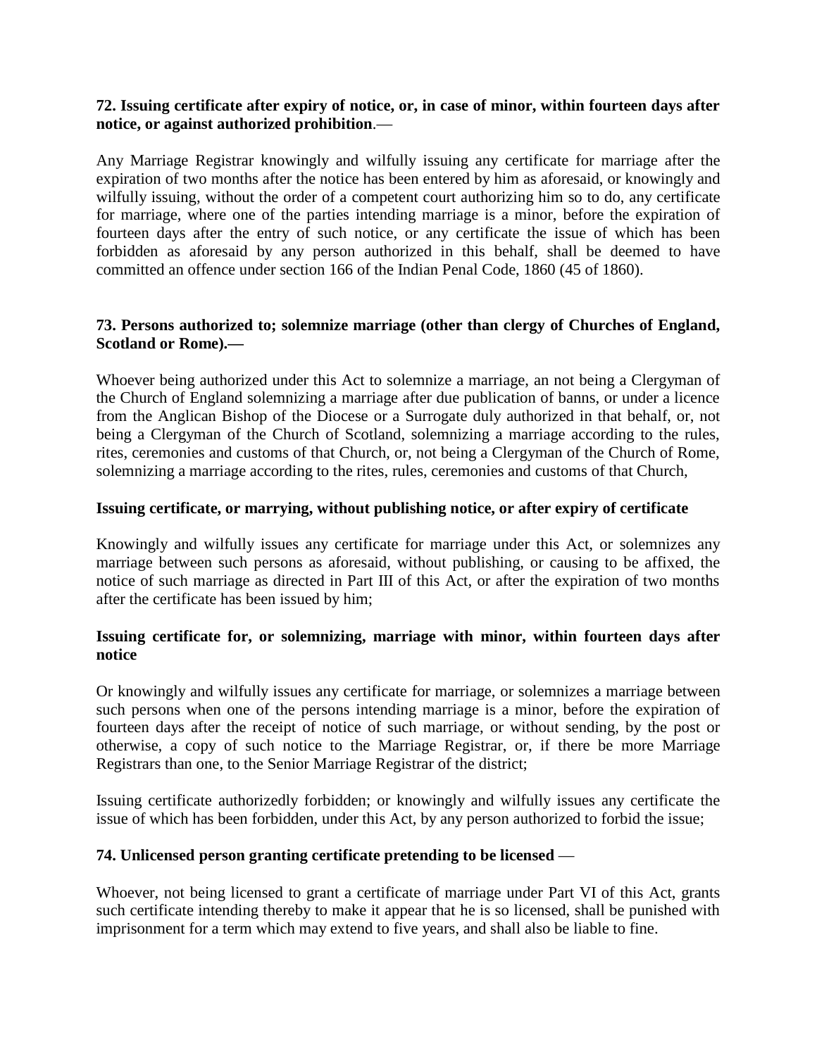**72. Issuing certificate after expiry of notice, or, in case of minor, within fourteen days after notice, or against authorized prohibition**.—

Any Marriage Registrar knowingly and wilfully issuing any certificate for marriage after the expiration of two months after the notice has been entered by him as aforesaid, or knowingly and wilfully issuing, without the order of a competent court authorizing him so to do, any certificate for marriage, where one of the parties intending marriage is a minor, before the expiration of fourteen days after the entry of such notice, or any certificate the issue of which has been forbidden as aforesaid by any person authorized in this behalf, shall be deemed to have committed an offence under section 166 of the Indian Penal Code, 1860 (45 of 1860).

**73. Persons authorized to; solemnize marriage (other than clergy of Churches of England, Scotland or Rome).—**

Whoever being authorized under this Act to solemnize a marriage, an not being a Clergyman of the Church of England solemnizing a marriage after due publication of banns, or under a licence from the Anglican Bishop of the Diocese or a Surrogate duly authorized in that behalf, or, not being a Clergyman of the Church of Scotland, solemnizing a marriage according to the rules, rites, ceremonies and customs of that Church, or, not being a Clergyman of the Church of Rome, solemnizing a marriage according to the rites, rules, ceremonies and customs of that Church,

**Issuing certificate, or marrying, without publishing notice, or after expiry of certificate**

Knowingly and wilfully issues any certificate for marriage under this Act, or solemnizes any marriage between such persons as aforesaid, without publishing, or causing to be affixed, the notice of such marriage as directed in Part III of this Act, or after the expiration of two months after the certificate has been issued by him;

**Issuing certificate for, or solemnizing, marriage with minor, within fourteen days after notice**

Or knowingly and wilfully issues any certificate for marriage, or solemnizes a marriage between such persons when one of the persons intending marriage is a minor, before the expiration of fourteen days after the receipt of notice of such marriage, or without sending, by the post or otherwise, a copy of such notice to the Marriage Registrar, or, if there be more Marriage Registrars than one, to the Senior Marriage Registrar of the district;

Issuing certificate authorizedly forbidden; or knowingly and wilfully issues any certificate the issue of which has been forbidden, under this Act, by any person authorized to forbid the issue;

**74. Unlicensed person granting certificate pretending to be licensed** —

Whoever, not being licensed to grant a certificate of marriage under Part VI of this Act, grants such certificate intending thereby to make it appear that he is so licensed, shall be punished with imprisonment for a term which may extend to five years, and shall also be liable to fine.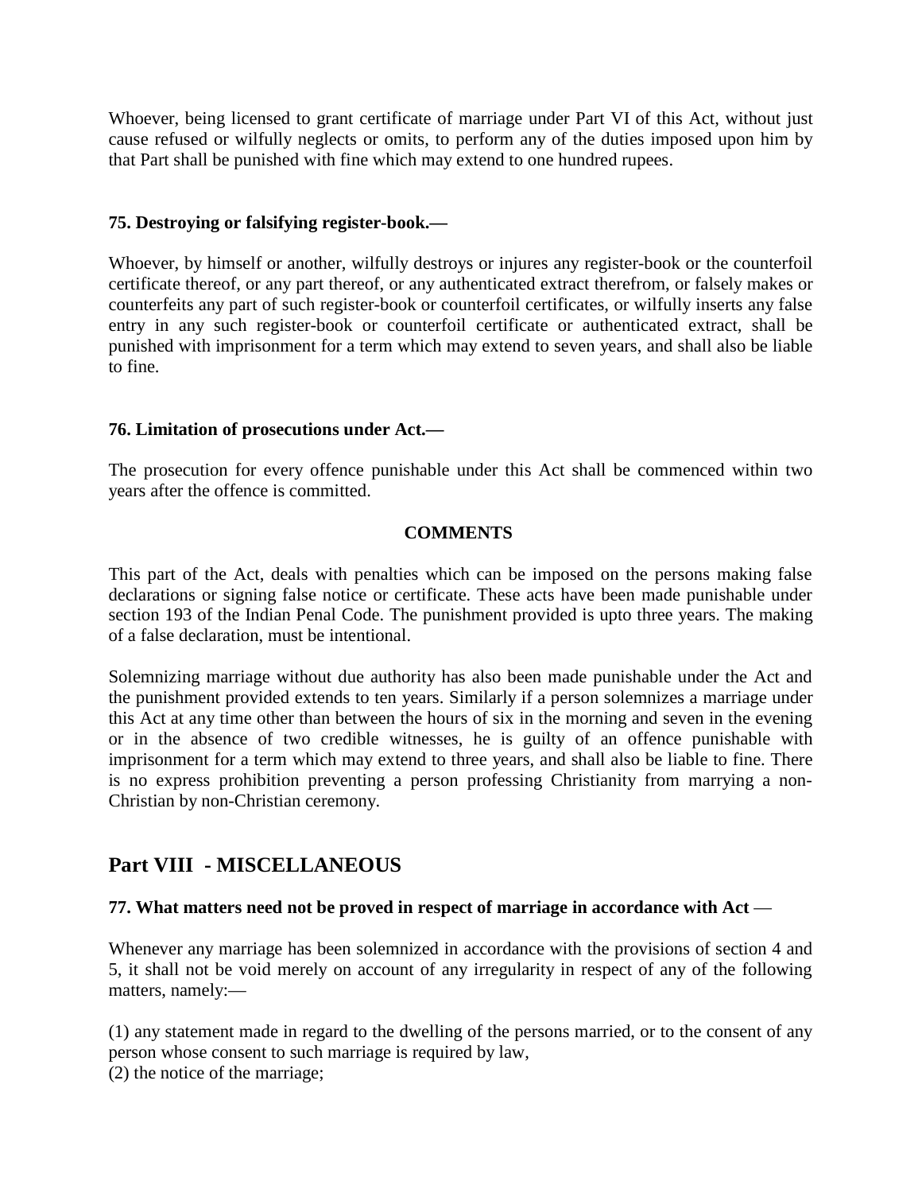Whoever, being licensed to grant certificate of marriage under Part VI of this Act, without just cause refused or wilfully neglects or omits, to perform any of the duties imposed upon him by that Part shall be punished with fine which may extend to one hundred rupees.

**75. Destroying or falsifying register-book.—**

Whoever, by himself or another, wilfully destroys or injures any register-book or the counterfoil certificate thereof, or any part thereof, or any authenticated extract therefrom, or falsely makes or counterfeits any part of such register-book or counterfoil certificates, or wilfully inserts any false entry in any such register-book or counterfoil certificate or authenticated extract, shall be punished with imprisonment for a term which may extend to seven years, and shall also be liable to fine.

**76. Limitation of prosecutions under Act.—**

The prosecution for every offence punishable under this Act shall be commenced within two years after the offence is committed.

**COMMENTS**

This part of the Act, deals with penalties which can be imposed on the persons making false declarations or signing false notice or certificate. These acts have been made punishable under section 193 of the Indian Penal Code. The punishment provided is upto three years. The making of a false declaration, must be intentional.

Solemnizing marriage without due authority has also been made punishable under the Act and the punishment provided extends to ten years. Similarly if a person solemnizes a marriage under this Act at any time other than between the hours of six in the morning and seven in the evening or in the absence of two credible witnesses, he is guilty of an offence punishable with imprisonment for a term which may extend to three years, and shall also be liable to fine. There is no express prohibition preventing a person professing Christianity from marrying a non-Christian by non-Christian ceremony.

## Part VIII - MISCELLANEOUS

**77. What matters need not be proved in respect of marriage in accordance with Act** —

Whenever any marriage has been solemnized in accordance with the provisions of section 4 and 5, it shall not be void merely on account of any irregularity in respect of any of the following matters, namely:—

(1) any statement made in regard to the dwelling of the persons married, or to the consent of any person whose consent to such marriage is required by law,
(2) the notice of the marriage;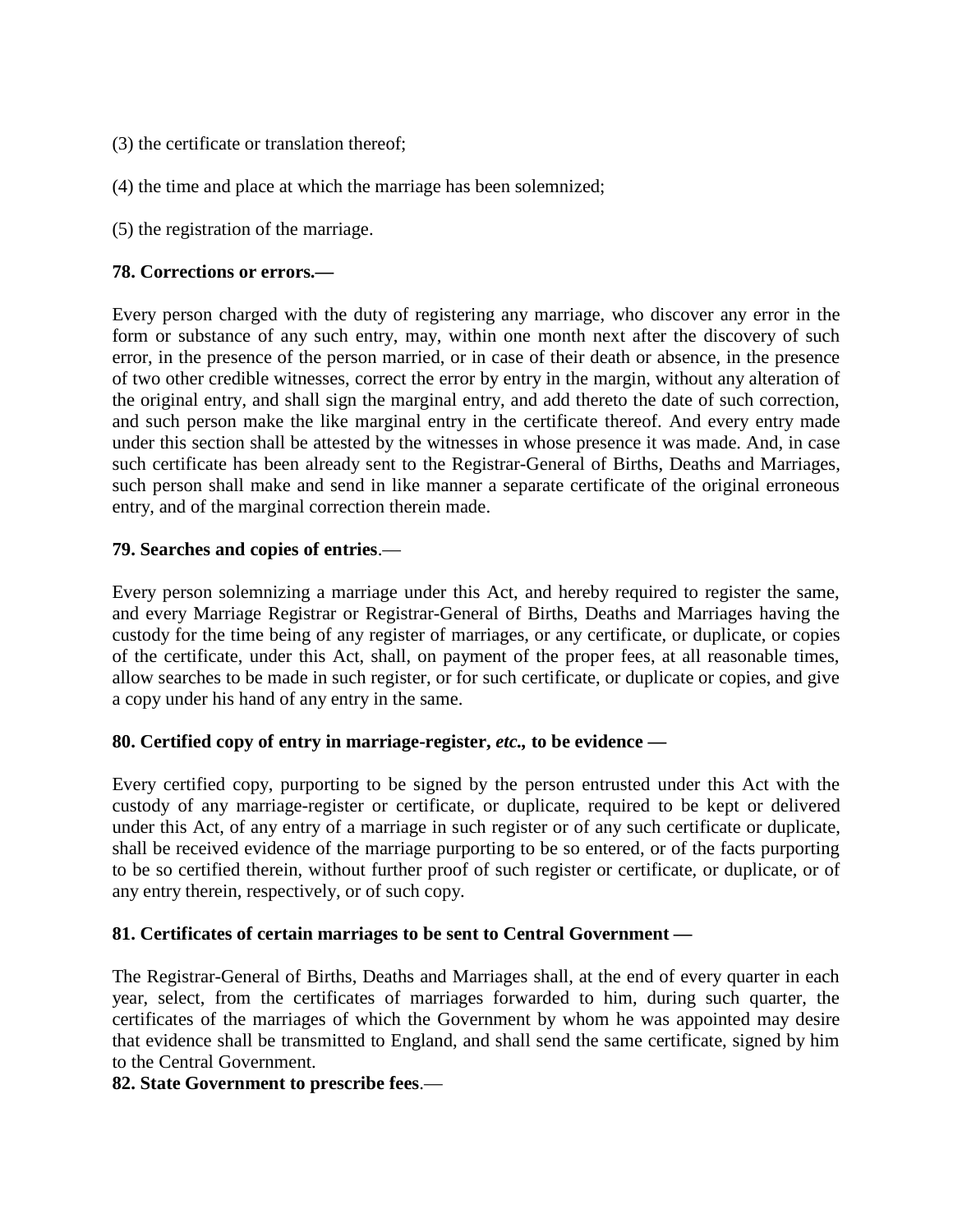(3) the certificate or translation thereof;

(4) the time and place at which the marriage has been solemnized;

(5) the registration of the marriage.

**78. Corrections or errors.—**

Every person charged with the duty of registering any marriage, who discover any error in the form or substance of any such entry, may, within one month next after the discovery of such error, in the presence of the person married, or in case of their death or absence, in the presence of two other credible witnesses, correct the error by entry in the margin, without any alteration of the original entry, and shall sign the marginal entry, and add thereto the date of such correction, and such person make the like marginal entry in the certificate thereof. And every entry made under this section shall be attested by the witnesses in whose presence it was made. And, in case such certificate has been already sent to the Registrar-General of Births, Deaths and Marriages, such person shall make and send in like manner a separate certificate of the original erroneous entry, and of the marginal correction therein made.

**79. Searches and copies of entries**.—

Every person solemnizing a marriage under this Act, and hereby required to register the same, and every Marriage Registrar or Registrar-General of Births, Deaths and Marriages having the custody for the time being of any register of marriages, or any certificate, or duplicate, or copies of the certificate, under this Act, shall, on payment of the proper fees, at all reasonable times, allow searches to be made in such register, or for such certificate, or duplicate or copies, and give a copy under his hand of any entry in the same.

**80. Certified copy of entry in marriage-register, *etc.*, to be evidence —**

Every certified copy, purporting to be signed by the person entrusted under this Act with the custody of any marriage-register or certificate, or duplicate, required to be kept or delivered under this Act, of any entry of a marriage in such register or of any such certificate or duplicate, shall be received evidence of the marriage purporting to be so entered, or of the facts purporting to be so certified therein, without further proof of such register or certificate, or duplicate, or of any entry therein, respectively, or of such copy.

**81. Certificates of certain marriages to be sent to Central Government —**

The Registrar-General of Births, Deaths and Marriages shall, at the end of every quarter in each year, select, from the certificates of marriages forwarded to him, during such quarter, the certificates of the marriages of which the Government by whom he was appointed may desire that evidence shall be transmitted to England, and shall send the same certificate, signed by him to the Central Government.

**82. State Government to prescribe fees**.—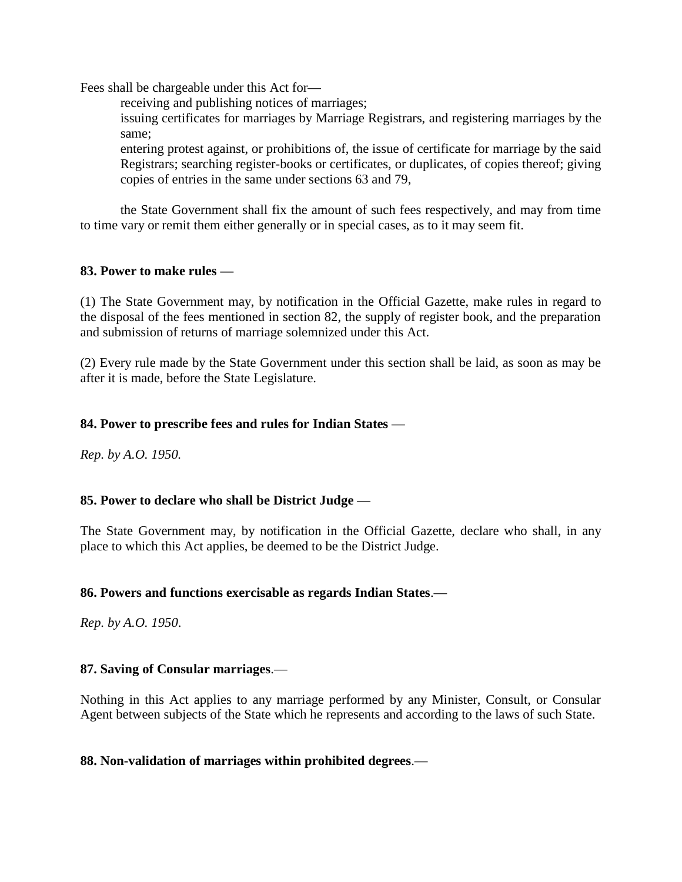Fees shall be chargeable under this Act for—

receiving and publishing notices of marriages;

issuing certificates for marriages by Marriage Registrars, and registering marriages by the same;

entering protest against, or prohibitions of, the issue of certificate for marriage by the said Registrars; searching register-books or certificates, or duplicates, of copies thereof; giving copies of entries in the same under sections 63 and 79,

the State Government shall fix the amount of such fees respectively, and may from time to time vary or remit them either generally or in special cases, as to it may seem fit.

**83. Power to make rules —**

(1) The State Government may, by notification in the Official Gazette, make rules in regard to the disposal of the fees mentioned in section 82, the supply of register book, and the preparation and submission of returns of marriage solemnized under this Act.

(2) Every rule made by the State Government under this section shall be laid, as soon as may be after it is made, before the State Legislature.

**84. Power to prescribe fees and rules for Indian States** —

*Rep. by A.O. 1950.*

**85. Power to declare who shall be District Judge** —

The State Government may, by notification in the Official Gazette, declare who shall, in any place to which this Act applies, be deemed to be the District Judge.

**86. Powers and functions exercisable as regards Indian States**.—

*Rep. by A.O. 1950*.

**87. Saving of Consular marriages**.—

Nothing in this Act applies to any marriage performed by any Minister, Consult, or Consular Agent between subjects of the State which he represents and according to the laws of such State.

**88. Non-validation of marriages within prohibited degrees**.—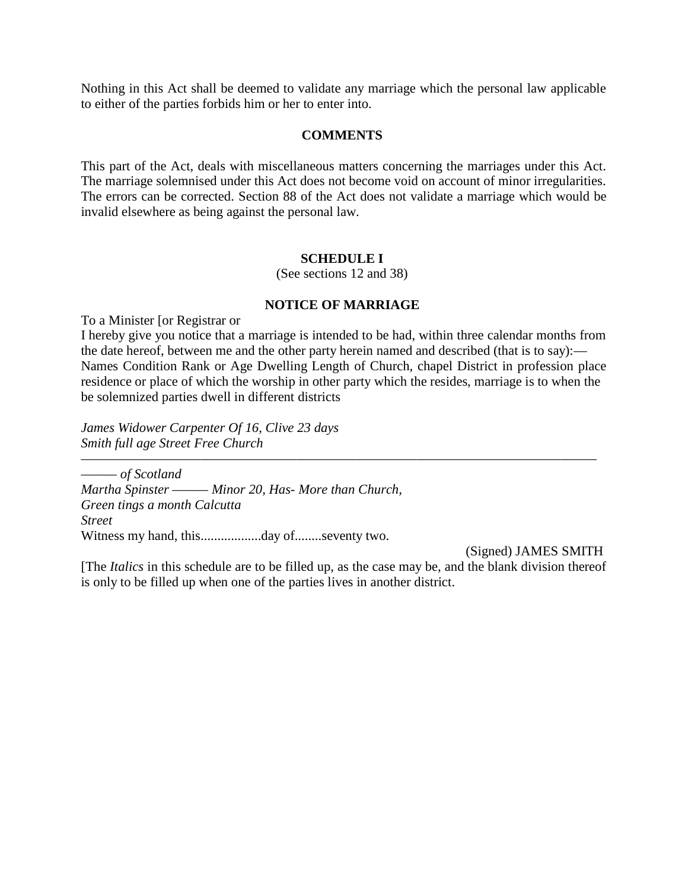Nothing in this Act shall be deemed to validate any marriage which the personal law applicable to either of the parties forbids him or her to enter into.

**COMMENTS**

This part of the Act, deals with miscellaneous matters concerning the marriages under this Act. The marriage solemnised under this Act does not become void on account of minor irregularities. The errors can be corrected. Section 88 of the Act does not validate a marriage which would be invalid elsewhere as being against the personal law.

**SCHEDULE I**

(See sections 12 and 38)

**NOTICE OF MARRIAGE**

To a Minister [or Registrar or

I hereby give you notice that a marriage is intended to be had, within three calendar months from the date hereof, between me and the other party herein named and described (that is to say):—

Names Condition Rank or Age Dwelling Length of Church, chapel District in profession place residence or place of which the worship in other party which the resides, marriage is to when the be solemnized parties dwell in different districts

*James Widower Carpenter Of 16, Clive 23 days*
*Smith full age Street Free Church*

———————————————————————————————————————

——— *of Scotland*
*Martha Spinster* ——— *Minor 20, Has- More than Church,*
*Green tings a month Calcutta*
*Street*

Witness my hand, this..................day of........seventy two.

(Signed) JAMES SMITH

[The *Italics* in this schedule are to be filled up, as the case may be, and the blank division thereof is only to be filled up when one of the parties lives in another district.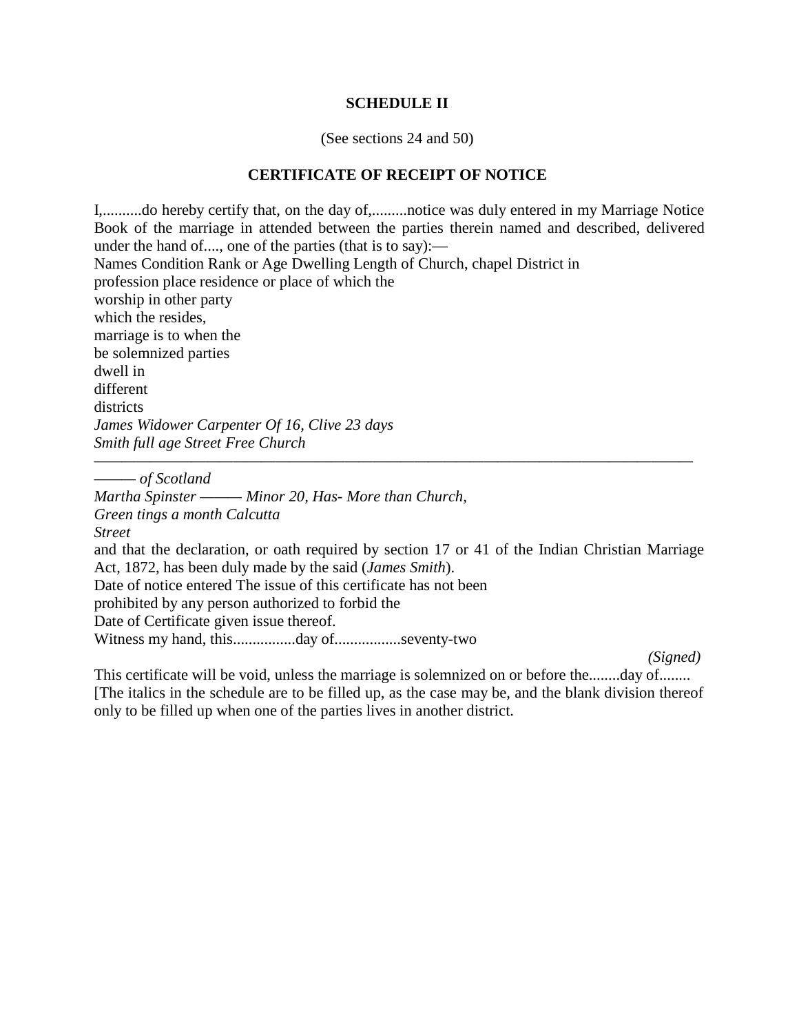**SCHEDULE II**

(See sections 24 and 50)

**CERTIFICATE OF RECEIPT OF NOTICE**

I,..........do hereby certify that, on the day of,.........notice was duly entered in my Marriage Notice Book of the marriage in attended between the parties therein named and described, delivered under the hand of...., one of the parties (that is to say):—

Names Condition Rank or Age Dwelling Length of Church, chapel District in
profession place residence or place of which the
worship in other party
which the resides,
marriage is to when the
be solemnized parties
dwell in
different
districts
*James Widower Carpenter Of 16, Clive 23 days*
*Smith full age Street Free Church*

---

——— *of Scotland*
*Martha Spinster* ——— *Minor 20, Has- More than Church,*
*Green tings a month Calcutta*
*Street*

and that the declaration, or oath required by section 17 or 41 of the Indian Christian Marriage Act, 1872, has been duly made by the said (*James Smith*).

Date of notice entered The issue of this certificate has not been
prohibited by any person authorized to forbid the
Date of Certificate given issue thereof.

Witness my hand, this................day of.................seventy-two

*(Signed)*

This certificate will be void, unless the marriage is solemnized on or before the........day of........

[The italics in the schedule are to be filled up, as the case may be, and the blank division thereof only to be filled up when one of the parties lives in another district.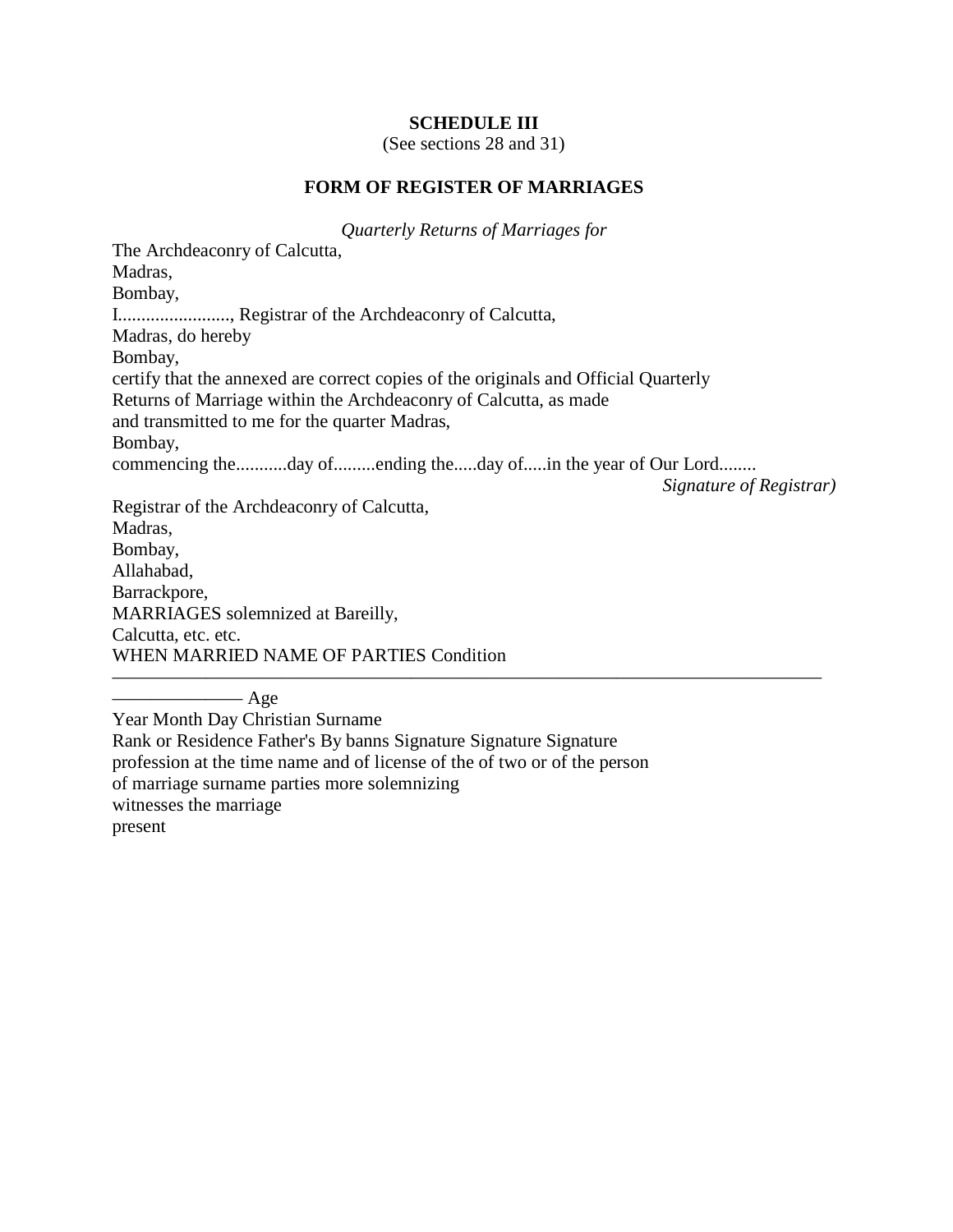**SCHEDULE III**
(See sections 28 and 31)

**FORM OF REGISTER OF MARRIAGES**

*Quarterly Returns of Marriages for*

The Archdeaconry of Calcutta,
Madras,
Bombay,
I........................, Registrar of the Archdeaconry of Calcutta,
Madras, do hereby
Bombay,
certify that the annexed are correct copies of the originals and Official Quarterly
Returns of Marriage within the Archdeaconry of Calcutta, as made
and transmitted to me for the quarter Madras,
Bombay,
commencing the...........day of.........ending the.....day of.....in the year of Our Lord........

*Signature of Registrar)*

Registrar of the Archdeaconry of Calcutta,
Madras,
Bombay,
Allahabad,
Barrackpore,
MARRIAGES solemnized at Bareilly,
Calcutta, etc. etc.
WHEN MARRIED NAME OF PARTIES Condition

———————————————————————————————————

—————— Age
Year Month Day Christian Surname
Rank or Residence Father's By banns Signature Signature Signature
profession at the time name and of license of the of two or of the person
of marriage surname parties more solemnizing
witnesses the marriage
present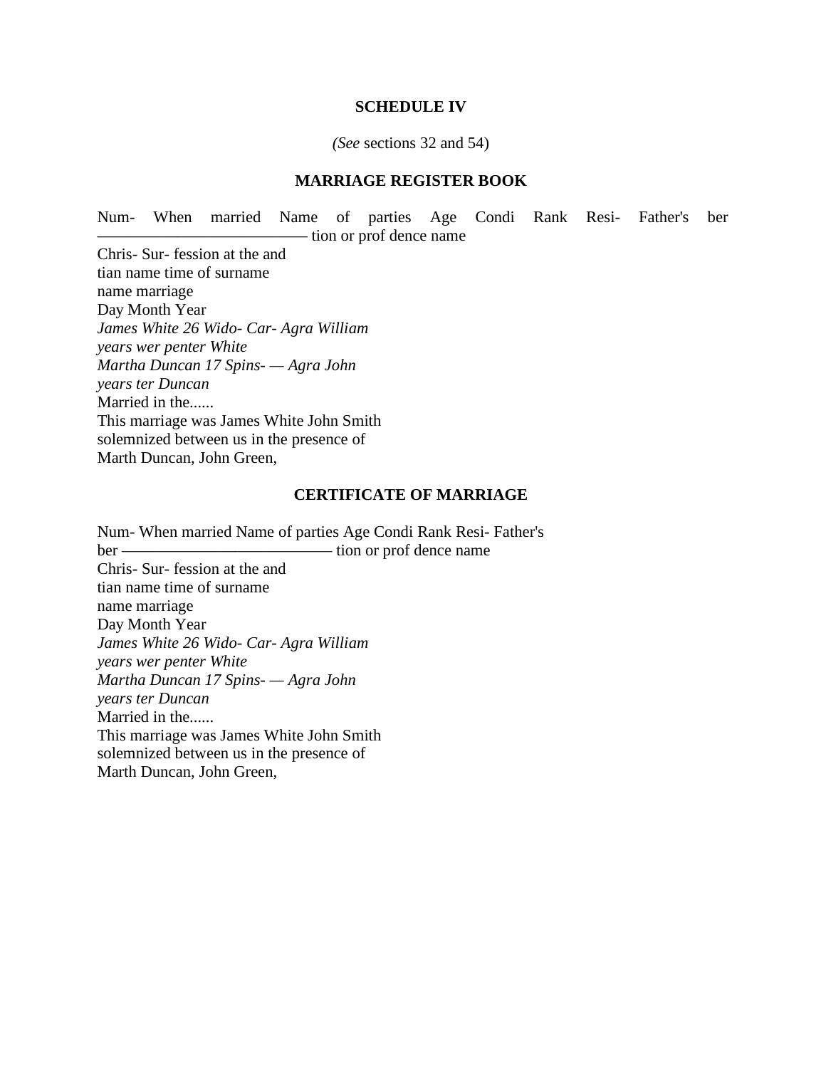**SCHEDULE IV**

*(See* sections 32 and 54)

**MARRIAGE REGISTER BOOK**

Num- When married Name of parties Age Condi Rank Resi- Father's ber —————————————— tion or prof dence name

Chris- Sur- fession at the and

tian name time of surname

name marriage

Day Month Year

*James White 26 Wido- Car- Agra William*

*years wer penter White*

*Martha Duncan 17 Spins- — Agra John*

*years ter Duncan*

Married in the......

This marriage was James White John Smith

solemnized between us in the presence of

Marth Duncan, John Green,

**CERTIFICATE OF MARRIAGE**

Num- When married Name of parties Age Condi Rank Resi- Father's

ber —————————————— tion or prof dence name

Chris- Sur- fession at the and

tian name time of surname

name marriage

Day Month Year

*James White 26 Wido- Car- Agra William*

*years wer penter White*

*Martha Duncan 17 Spins- — Agra John*

*years ter Duncan*

Married in the......

This marriage was James White John Smith

solemnized between us in the presence of

Marth Duncan, John Green,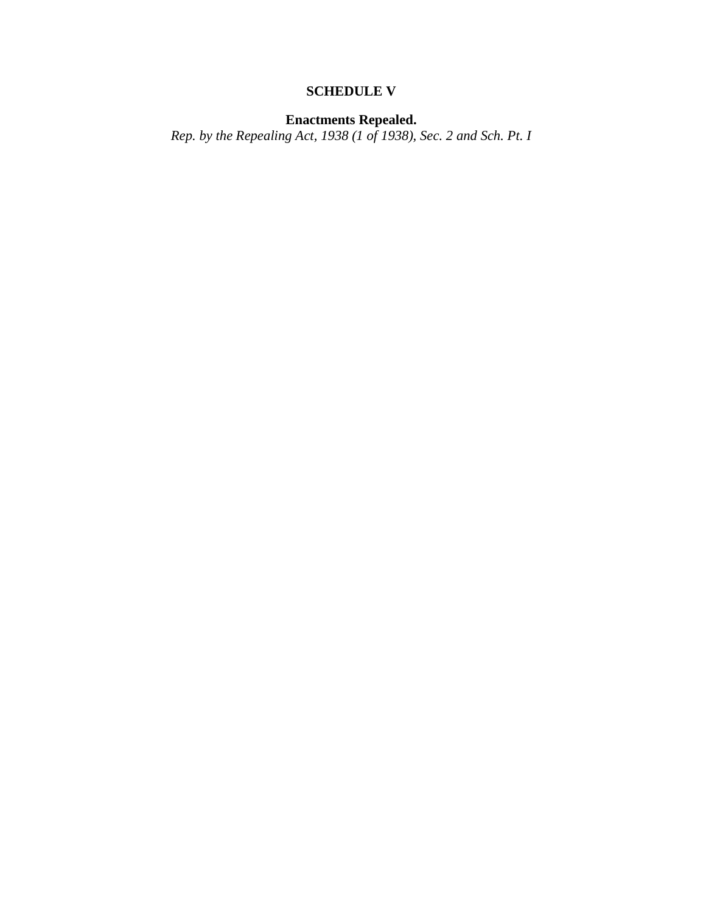## SCHEDULE V

### Enactments Repealed.

*Rep. by the Repealing Act, 1938 (1 of 1938), Sec. 2 and Sch. Pt. I*